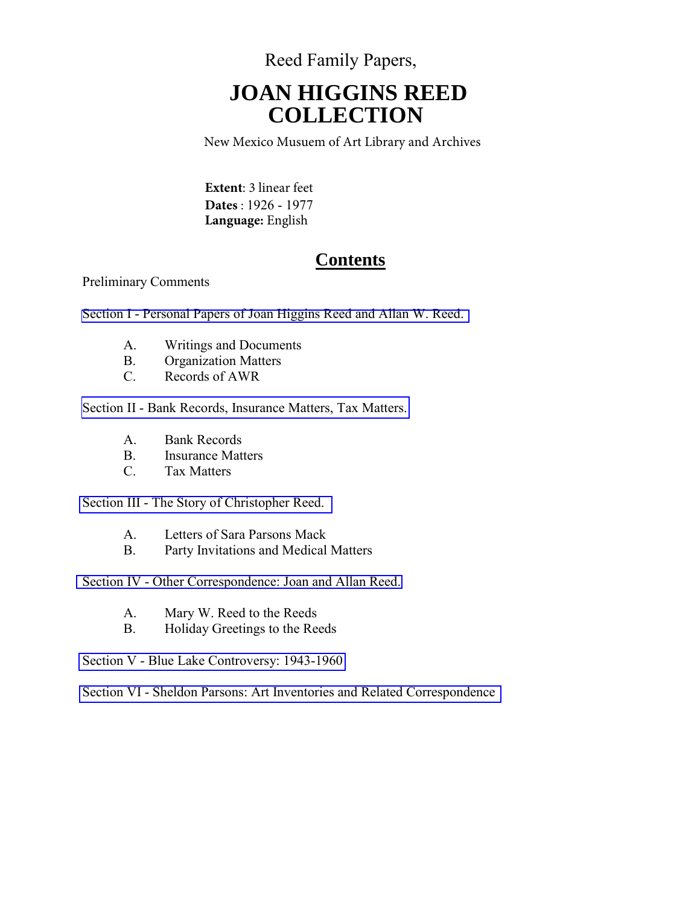Reed Family Papers,

# JOAN HIGGINS REED COLLECTION

New Mexico Musuem of Art Library and Archives

**Extent**: 3 linear feet
**Dates** : 1926 - 1977
**Language:** English

## Contents

Preliminary Comments

Section I - Personal Papers of Joan Higgins Reed and Allan W. Reed.

A. Writings and Documents
B. Organization Matters
C. Records of AWR

Section II - Bank Records, Insurance Matters, Tax Matters.

A. Bank Records
B. Insurance Matters
C. Tax Matters

Section III - The Story of Christopher Reed.

A. Letters of Sara Parsons Mack
B. Party Invitations and Medical Matters

Section IV - Other Correspondence: Joan and Allan Reed.

A. Mary W. Reed to the Reeds
B. Holiday Greetings to the Reeds

Section V - Blue Lake Controversy: 1943-1960

Section VI - Sheldon Parsons: Art Inventories and Related Correspondence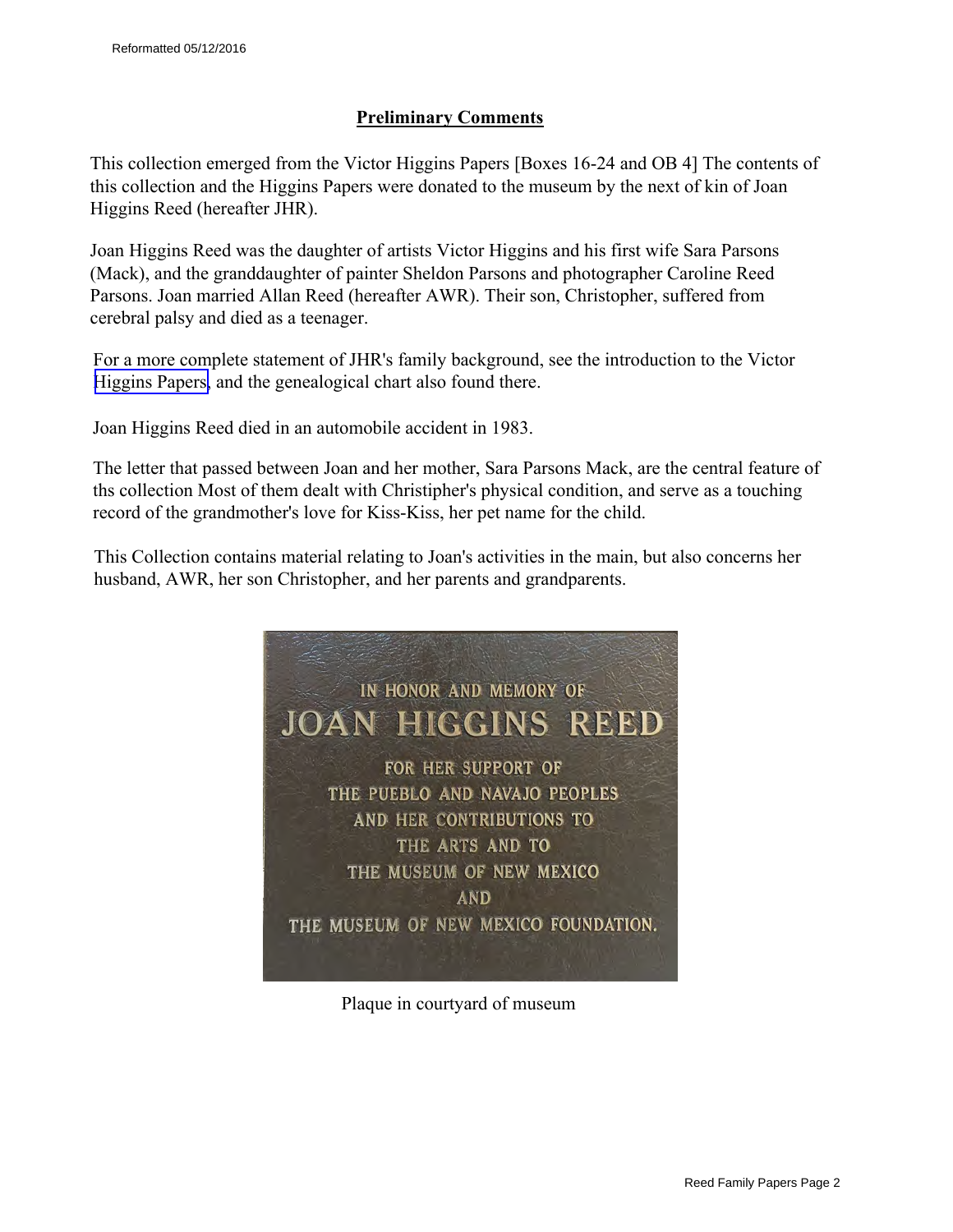## Preliminary Comments

This collection emerged from the Victor Higgins Papers [Boxes 16-24 and OB 4] The contents of this collection and the Higgins Papers were donated to the museum by the next of kin of Joan Higgins Reed (hereafter JHR).

Joan Higgins Reed was the daughter of artists Victor Higgins and his first wife Sara Parsons (Mack), and the granddaughter of painter Sheldon Parsons and photographer Caroline Reed Parsons. Joan married Allan Reed (hereafter AWR). Their son, Christopher, suffered from cerebral palsy and died as a teenager.

For a more complete statement of JHR's family background, see the introduction to the Victor Higgins Papers, and the genealogical chart also found there.

Joan Higgins Reed died in an automobile accident in 1983.

The letter that passed between Joan and her mother, Sara Parsons Mack, are the central feature of ths collection Most of them dealt with Christipher's physical condition, and serve as a touching record of the grandmother's love for Kiss-Kiss, her pet name for the child.

This Collection contains material relating to Joan's activities in the main, but also concerns her husband, AWR, her son Christopher, and her parents and grandparents.

IN HONOR AND MEMORY OF
JOAN HIGGINS REED
FOR HER SUPPORT OF
THE PUEBLO AND NAVAJO PEOPLES
AND HER CONTRIBUTIONS TO
THE ARTS AND TO
THE MUSEUM OF NEW MEXICO
AND
THE MUSEUM OF NEW MEXICO FOUNDATION.

Plaque in courtyard of museum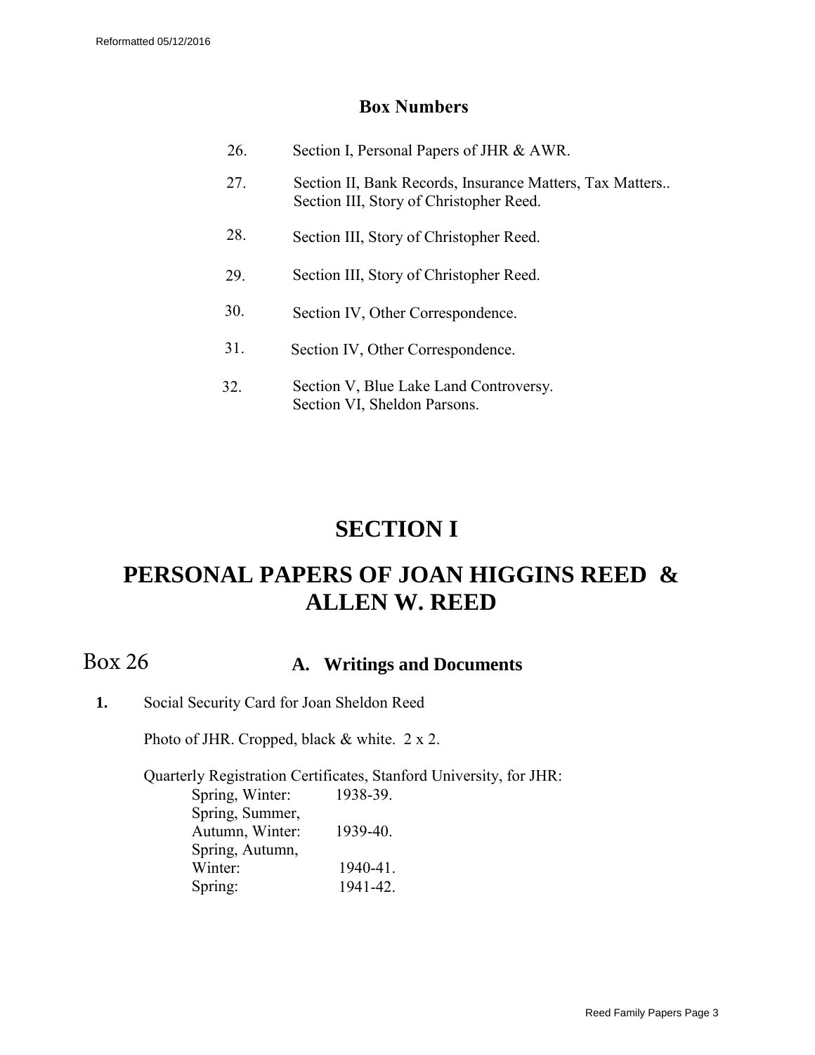Reformatted 05/12/2016

## Box Numbers

| | |
|---|---|
| 26. | Section I, Personal Papers of JHR & AWR. |
| 27. | Section II, Bank Records, Insurance Matters, Tax Matters.. Section III, Story of Christopher Reed. |
| 28. | Section III, Story of Christopher Reed. |
| 29. | Section III, Story of Christopher Reed. |
| 30. | Section IV, Other Correspondence. |
| 31. | Section IV, Other Correspondence. |
| 32. | Section V, Blue Lake Land Controversy. Section VI, Sheldon Parsons. |

# SECTION I

# PERSONAL PAPERS OF JOAN HIGGINS REED & ALLEN W. REED

Box 26

## A. Writings and Documents

**1.** Social Security Card for Joan Sheldon Reed

Photo of JHR. Cropped, black & white. 2 x 2.

Quarterly Registration Certificates, Stanford University, for JHR:

| | |
|---|---|
| Spring, Winter: | 1938-39. |
| Spring, Summer, Autumn, Winter: | 1939-40. |
| Spring, Autumn, Winter: | 1940-41. |
| Spring: | 1941-42. |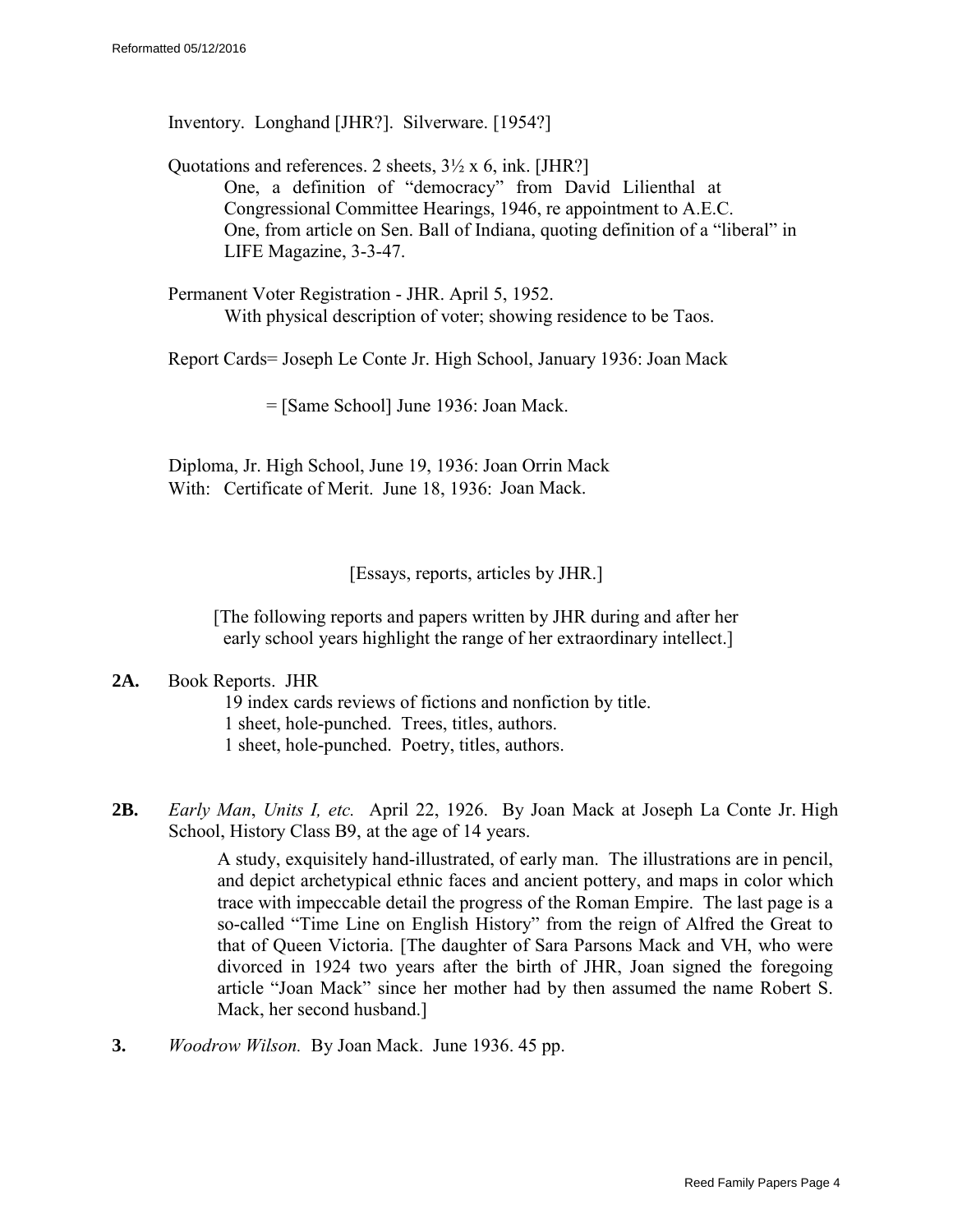Inventory. Longhand [JHR?]. Silverware. [1954?]

Quotations and references. 2 sheets, 3½ x 6, ink. [JHR?]

One, a definition of "democracy" from David Lilienthal at Congressional Committee Hearings, 1946, re appointment to A.E.C.

One, from article on Sen. Ball of Indiana, quoting definition of a "liberal" in LIFE Magazine, 3-3-47.

Permanent Voter Registration - JHR. April 5, 1952.

With physical description of voter; showing residence to be Taos.

Report Cards= Joseph Le Conte Jr. High School, January 1936: Joan Mack

= [Same School] June 1936: Joan Mack.

Diploma, Jr. High School, June 19, 1936: Joan Orrin Mack
With: Certificate of Merit. June 18, 1936: Joan Mack.

[Essays, reports, articles by JHR.]

[The following reports and papers written by JHR during and after her early school years highlight the range of her extraordinary intellect.]

**2A.** Book Reports. JHR

19 index cards reviews of fictions and nonfiction by title.
1 sheet, hole-punched. Trees, titles, authors.
1 sheet, hole-punched. Poetry, titles, authors.

**2B.** *Early Man*, *Units I, etc.* April 22, 1926. By Joan Mack at Joseph La Conte Jr. High School, History Class B9, at the age of 14 years.

A study, exquisitely hand-illustrated, of early man. The illustrations are in pencil, and depict archetypical ethnic faces and ancient pottery, and maps in color which trace with impeccable detail the progress of the Roman Empire. The last page is a so-called "Time Line on English History" from the reign of Alfred the Great to that of Queen Victoria. [The daughter of Sara Parsons Mack and VH, who were divorced in 1924 two years after the birth of JHR, Joan signed the foregoing article "Joan Mack" since her mother had by then assumed the name Robert S. Mack, her second husband.]

**3.** *Woodrow Wilson.* By Joan Mack. June 1936. 45 pp.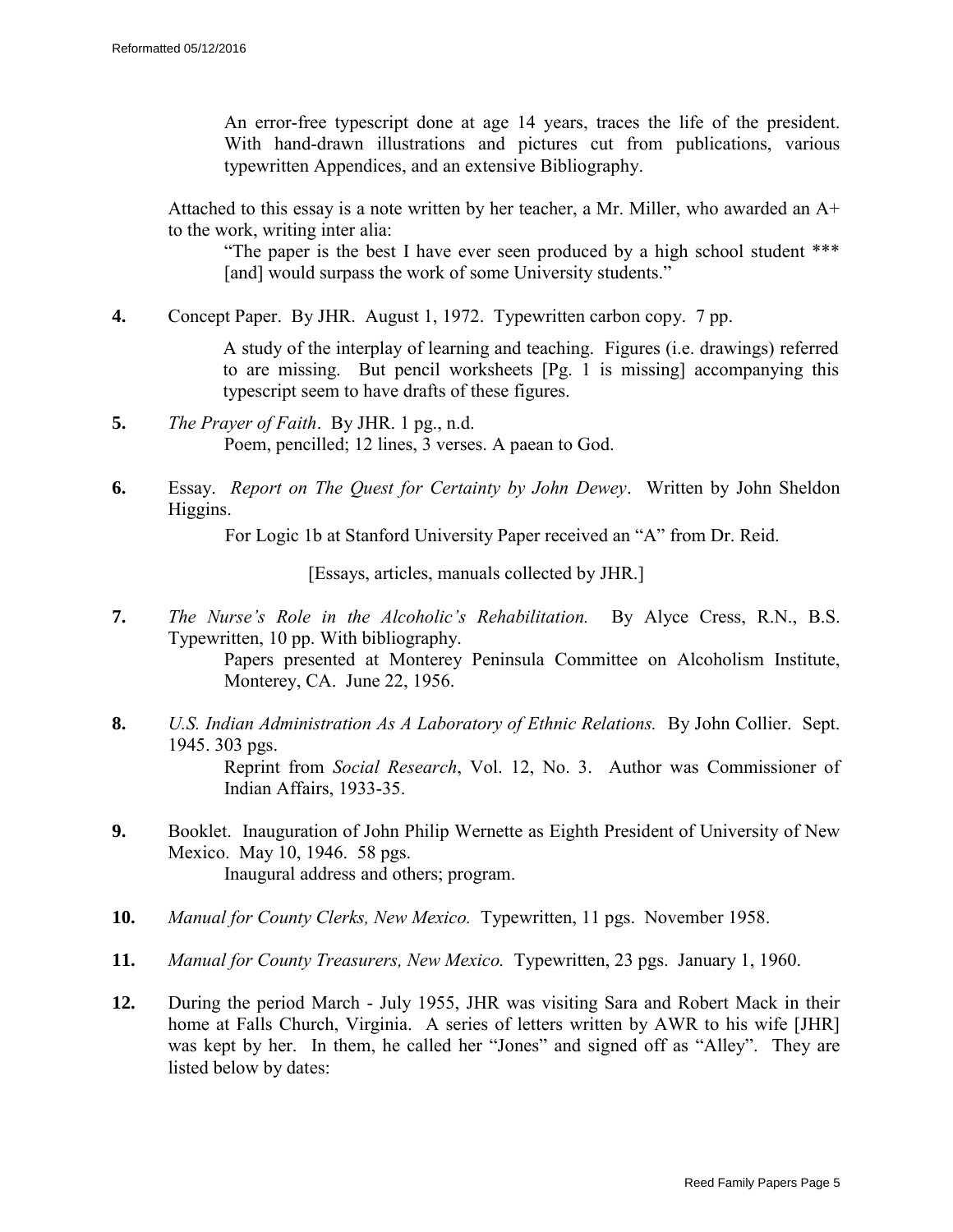An error-free typescript done at age 14 years, traces the life of the president. With hand-drawn illustrations and pictures cut from publications, various typewritten Appendices, and an extensive Bibliography.

Attached to this essay is a note written by her teacher, a Mr. Miller, who awarded an A+ to the work, writing inter alia:

"The paper is the best I have ever seen produced by a high school student *** [and] would surpass the work of some University students."

**4.** Concept Paper. By JHR. August 1, 1972. Typewritten carbon copy. 7 pp.

A study of the interplay of learning and teaching. Figures (i.e. drawings) referred to are missing. But pencil worksheets [Pg. 1 is missing] accompanying this typescript seem to have drafts of these figures.

**5.** *The Prayer of Faith*. By JHR. 1 pg., n.d.

Poem, pencilled; 12 lines, 3 verses. A paean to God.

**6.** Essay. *Report on The Quest for Certainty by John Dewey*. Written by John Sheldon Higgins.

For Logic 1b at Stanford University Paper received an "A" from Dr. Reid.

[Essays, articles, manuals collected by JHR.]

**7.** *The Nurse's Role in the Alcoholic's Rehabilitation.* By Alyce Cress, R.N., B.S. Typewritten, 10 pp. With bibliography.

Papers presented at Monterey Peninsula Committee on Alcoholism Institute, Monterey, CA. June 22, 1956.

**8.** *U.S. Indian Administration As A Laboratory of Ethnic Relations.* By John Collier. Sept. 1945. 303 pgs.

Reprint from *Social Research*, Vol. 12, No. 3. Author was Commissioner of Indian Affairs, 1933-35.

**9.** Booklet. Inauguration of John Philip Wernette as Eighth President of University of New Mexico. May 10, 1946. 58 pgs.

Inaugural address and others; program.

**10.** *Manual for County Clerks, New Mexico.* Typewritten, 11 pgs. November 1958.

**11.** *Manual for County Treasurers, New Mexico.* Typewritten, 23 pgs. January 1, 1960.

**12.** During the period March - July 1955, JHR was visiting Sara and Robert Mack in their home at Falls Church, Virginia. A series of letters written by AWR to his wife [JHR] was kept by her. In them, he called her "Jones" and signed off as "Alley". They are listed below by dates: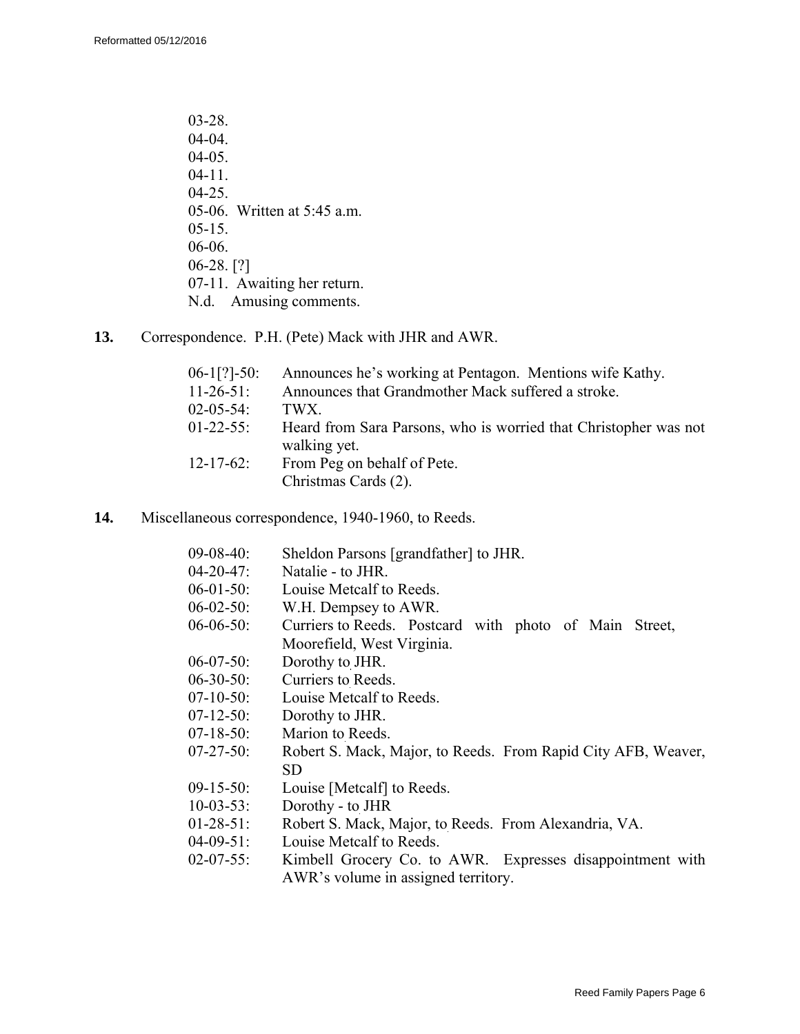03-28.
04-04.
04-05.
04-11.
04-25.
05-06. Written at 5:45 a.m.
05-15.
06-06.
06-28. [?]
07-11. Awaiting her return.
N.d. Amusing comments.

**13.** Correspondence. P.H. (Pete) Mack with JHR and AWR.

| | |
|---|---|
| 06-1[?]-50: | Announces he's working at Pentagon. Mentions wife Kathy. |
| 11-26-51: | Announces that Grandmother Mack suffered a stroke. |
| 02-05-54: | TWX. |
| 01-22-55: | Heard from Sara Parsons, who is worried that Christopher was not walking yet. |
| 12-17-62: | From Peg on behalf of Pete. |
| | Christmas Cards (2). |

**14.** Miscellaneous correspondence, 1940-1960, to Reeds.

| | |
|---|---|
| 09-08-40: | Sheldon Parsons [grandfather] to JHR. |
| 04-20-47: | Natalie - to JHR. |
| 06-01-50: | Louise Metcalf to Reeds. |
| 06-02-50: | W.H. Dempsey to AWR. |
| 06-06-50: | Curriers to Reeds. Postcard with photo of Main Street, Moorefield, West Virginia. |
| 06-07-50: | Dorothy to JHR. |
| 06-30-50: | Curriers to Reeds. |
| 07-10-50: | Louise Metcalf to Reeds. |
| 07-12-50: | Dorothy to JHR. |
| 07-18-50: | Marion to Reeds. |
| 07-27-50: | Robert S. Mack, Major, to Reeds. From Rapid City AFB, Weaver, SD |
| 09-15-50: | Louise [Metcalf] to Reeds. |
| 10-03-53: | Dorothy - to JHR |
| 01-28-51: | Robert S. Mack, Major, to Reeds. From Alexandria, VA. |
| 04-09-51: | Louise Metcalf to Reeds. |
| 02-07-55: | Kimbell Grocery Co. to AWR. Expresses disappointment with AWR's volume in assigned territory. |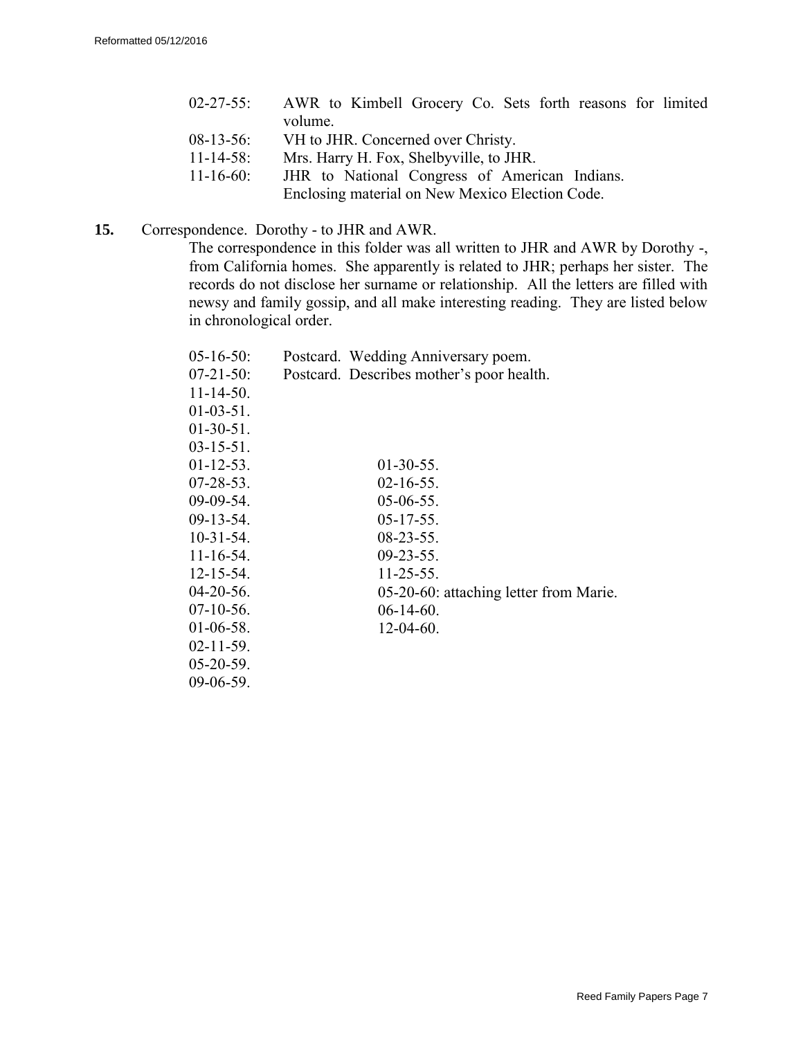02-27-55: AWR to Kimbell Grocery Co. Sets forth reasons for limited volume.
08-13-56: VH to JHR. Concerned over Christy.
11-14-58: Mrs. Harry H. Fox, Shelbyville, to JHR.
11-16-60: JHR to National Congress of American Indians. Enclosing material on New Mexico Election Code.

**15.** Correspondence. Dorothy - to JHR and AWR.

The correspondence in this folder was all written to JHR and AWR by Dorothy -, from California homes. She apparently is related to JHR; perhaps her sister. The records do not disclose her surname or relationship. All the letters are filled with newsy and family gossip, and all make interesting reading. They are listed below in chronological order.

05-16-50: Postcard. Wedding Anniversary poem.
07-21-50: Postcard. Describes mother's poor health.
11-14-50.
01-03-51.
01-30-51.
03-15-51.
01-12-53.
07-28-53.
09-09-54.
09-13-54.
10-31-54.
11-16-54.
12-15-54.
01-30-55.
02-16-55.
05-06-55.
05-17-55.
08-23-55.
09-23-55.
11-25-55.
04-20-56.
07-10-56.
01-06-58.
02-11-59.
05-20-59.
09-06-59.
05-20-60: attaching letter from Marie.
06-14-60.
12-04-60.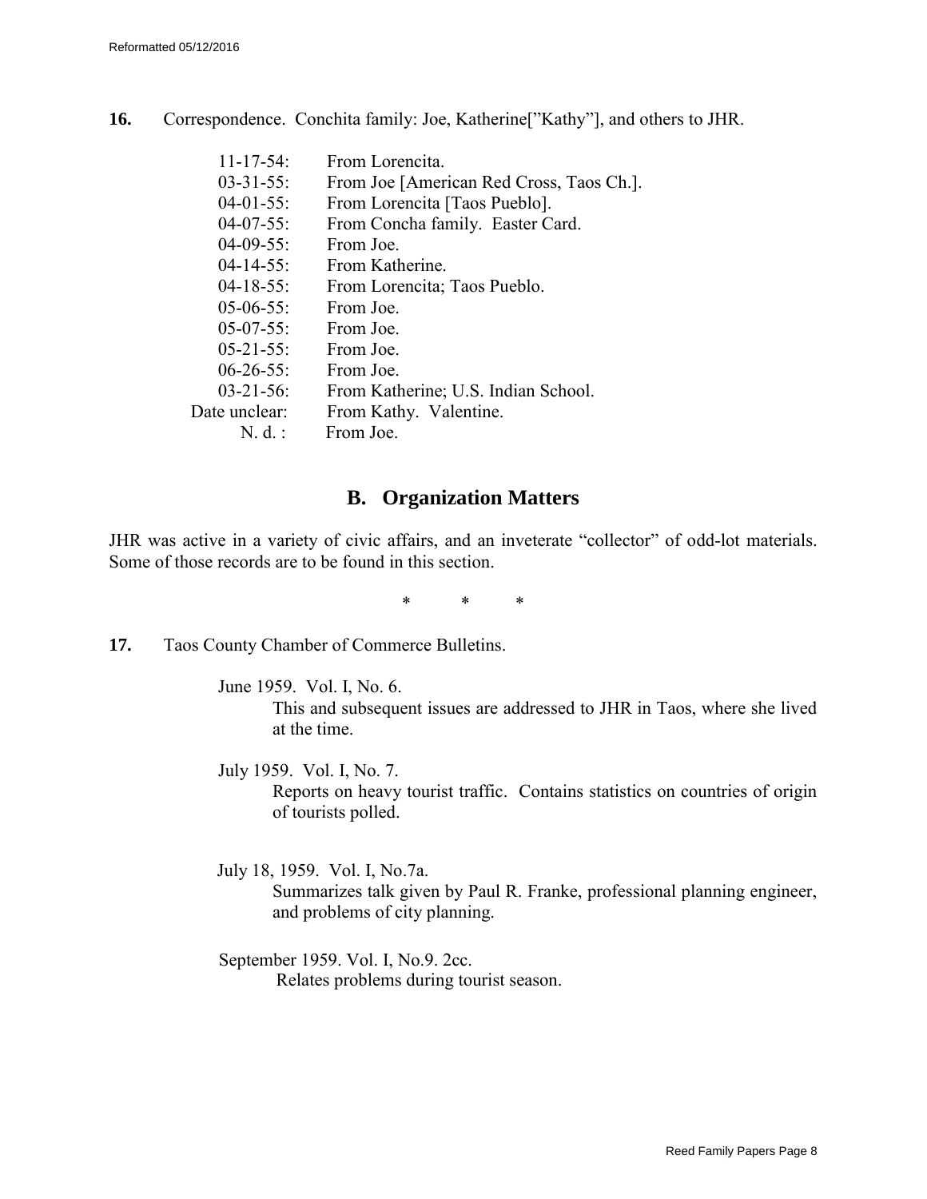**16.** Correspondence. Conchita family: Joe, Katherine["Kathy"], and others to JHR.

| | |
|---|---|
| 11-17-54: | From Lorencita. |
| 03-31-55: | From Joe [American Red Cross, Taos Ch.]. |
| 04-01-55: | From Lorencita [Taos Pueblo]. |
| 04-07-55: | From Concha family. Easter Card. |
| 04-09-55: | From Joe. |
| 04-14-55: | From Katherine. |
| 04-18-55: | From Lorencita; Taos Pueblo. |
| 05-06-55: | From Joe. |
| 05-07-55: | From Joe. |
| 05-21-55: | From Joe. |
| 06-26-55: | From Joe. |
| 03-21-56: | From Katherine; U.S. Indian School. |
| Date unclear: | From Kathy. Valentine. |
| N. d. : | From Joe. |

## B. Organization Matters

JHR was active in a variety of civic affairs, and an inveterate "collector" of odd-lot materials. Some of those records are to be found in this section.

\* \* \*

**17.** Taos County Chamber of Commerce Bulletins.

June 1959. Vol. I, No. 6.
This and subsequent issues are addressed to JHR in Taos, where she lived at the time.

July 1959. Vol. I, No. 7.
Reports on heavy tourist traffic. Contains statistics on countries of origin of tourists polled.

July 18, 1959. Vol. I, No.7a.
Summarizes talk given by Paul R. Franke, professional planning engineer, and problems of city planning.

September 1959. Vol. I, No.9. 2cc.
Relates problems during tourist season.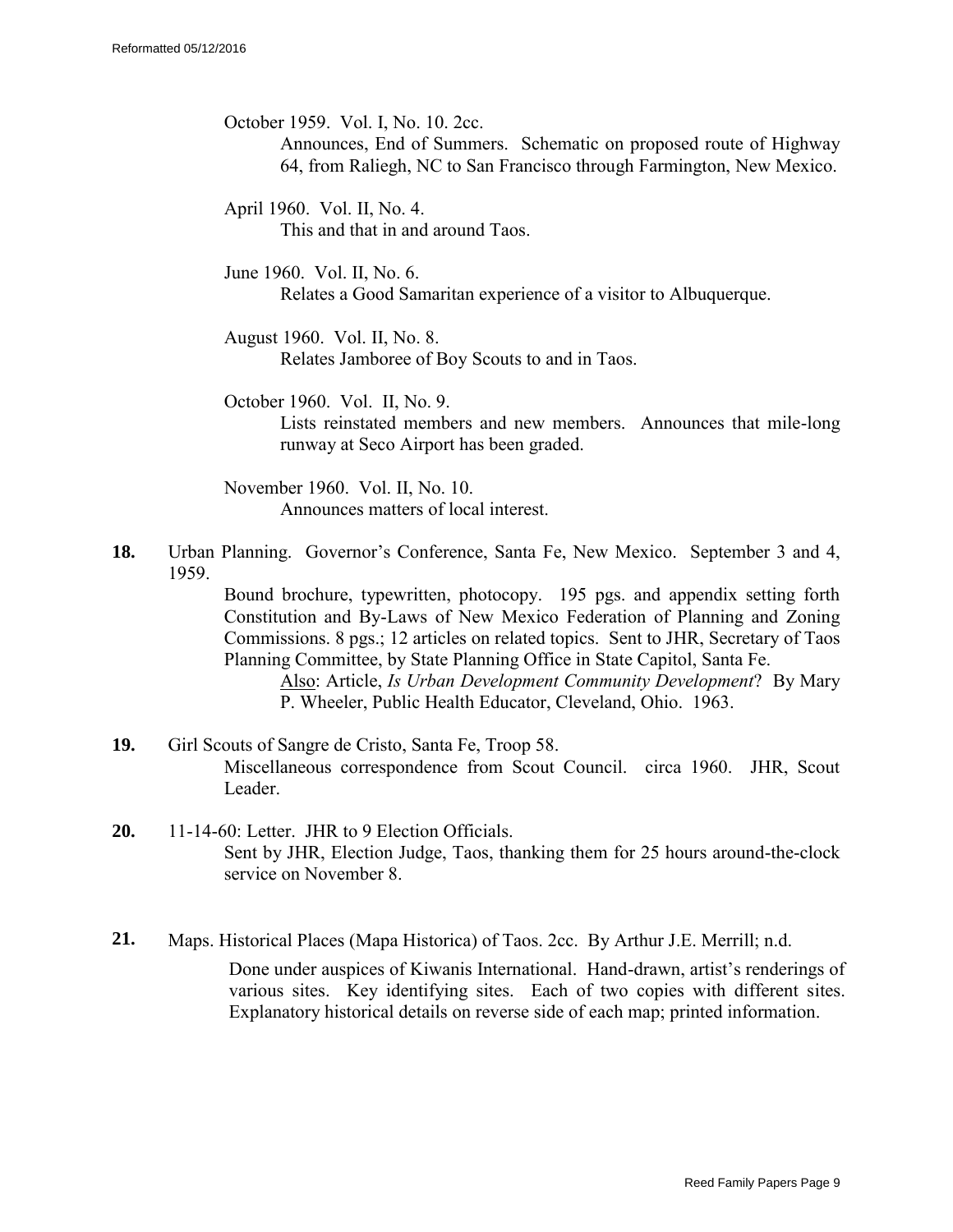October 1959. Vol. I, No. 10. 2cc.

Announces, End of Summers. Schematic on proposed route of Highway 64, from Raliegh, NC to San Francisco through Farmington, New Mexico.

April 1960. Vol. II, No. 4.

This and that in and around Taos.

June 1960. Vol. II, No. 6.

Relates a Good Samaritan experience of a visitor to Albuquerque.

August 1960. Vol. II, No. 8.

Relates Jamboree of Boy Scouts to and in Taos.

October 1960. Vol. II, No. 9.

Lists reinstated members and new members. Announces that mile-long runway at Seco Airport has been graded.

November 1960. Vol. II, No. 10.

Announces matters of local interest.

**18.** Urban Planning. Governor's Conference, Santa Fe, New Mexico. September 3 and 4, 1959.

Bound brochure, typewritten, photocopy. 195 pgs. and appendix setting forth Constitution and By-Laws of New Mexico Federation of Planning and Zoning Commissions. 8 pgs.; 12 articles on related topics. Sent to JHR, Secretary of Taos Planning Committee, by State Planning Office in State Capitol, Santa Fe.

<u>Also</u>: Article, *Is Urban Development Community Development*? By Mary P. Wheeler, Public Health Educator, Cleveland, Ohio. 1963.

**19.** Girl Scouts of Sangre de Cristo, Santa Fe, Troop 58.

Miscellaneous correspondence from Scout Council. circa 1960. JHR, Scout Leader.

**20.** 11-14-60: Letter. JHR to 9 Election Officials.

Sent by JHR, Election Judge, Taos, thanking them for 25 hours around-the-clock service on November 8.

**21.** Maps. Historical Places (Mapa Historica) of Taos. 2cc. By Arthur J.E. Merrill; n.d.

Done under auspices of Kiwanis International. Hand-drawn, artist's renderings of various sites. Key identifying sites. Each of two copies with different sites. Explanatory historical details on reverse side of each map; printed information.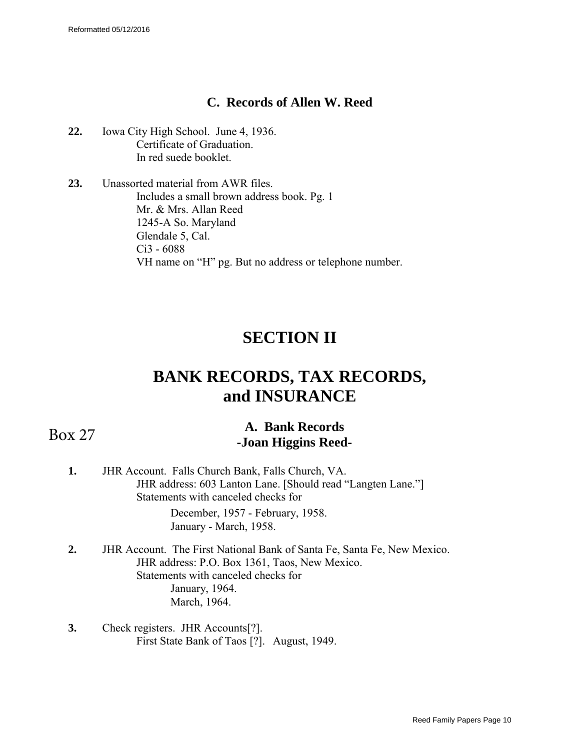Reformatted 05/12/2016

### C. Records of Allen W. Reed

**22.** Iowa City High School. June 4, 1936.
Certificate of Graduation.
In red suede booklet.

**23.** Unassorted material from AWR files.
Includes a small brown address book. Pg. 1
Mr. & Mrs. Allan Reed
1245-A So. Maryland
Glendale 5, Cal.
Ci3 - 6088
VH name on "H" pg. But no address or telephone number.

# SECTION II

# BANK RECORDS, TAX RECORDS, and INSURANCE

Box 27

### A. Bank Records
### -Joan Higgins Reed-

**1.** JHR Account. Falls Church Bank, Falls Church, VA.
JHR address: 603 Lanton Lane. [Should read "Langten Lane."]
Statements with canceled checks for
December, 1957 - February, 1958.
January - March, 1958.

**2.** JHR Account. The First National Bank of Santa Fe, Santa Fe, New Mexico.
JHR address: P.O. Box 1361, Taos, New Mexico.
Statements with canceled checks for
January, 1964.
March, 1964.

**3.** Check registers. JHR Accounts[?].
First State Bank of Taos [?]. August, 1949.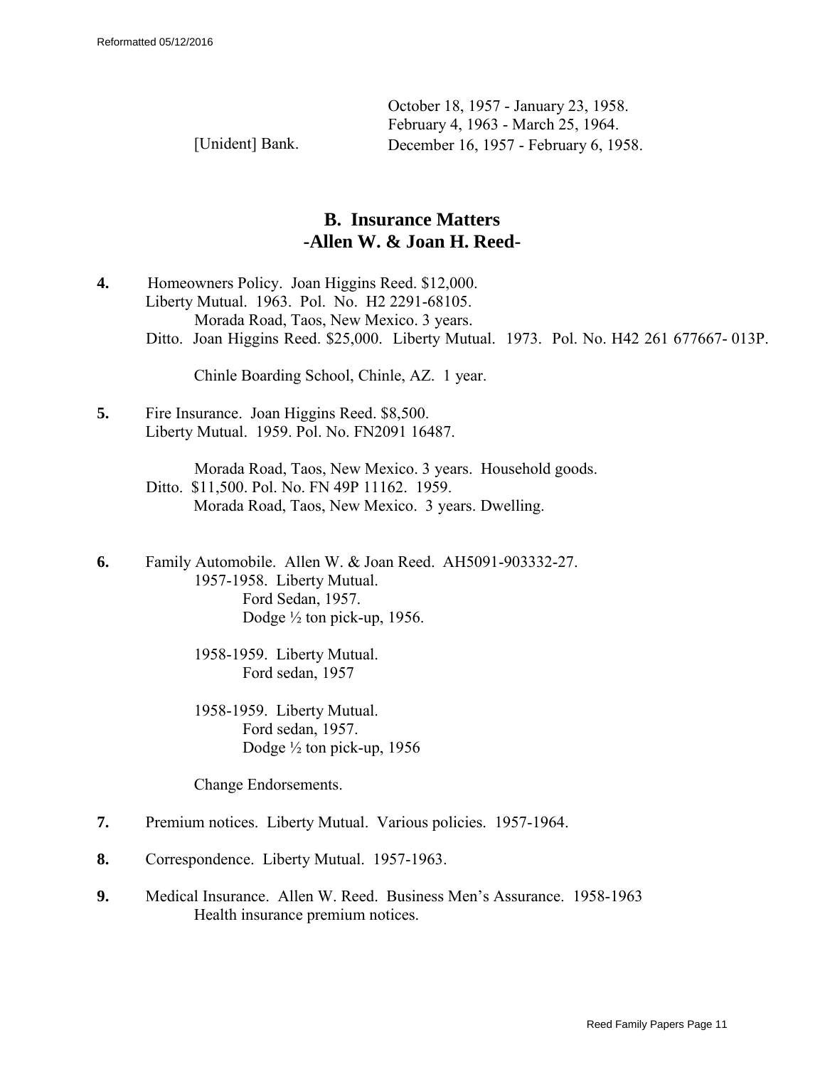October 18, 1957 - January 23, 1958.
February 4, 1963 - March 25, 1964.

[Unident] Bank. December 16, 1957 - February 6, 1958.

## B. Insurance Matters
## -Allen W. & Joan H. Reed-

**4.** Homeowners Policy. Joan Higgins Reed. $12,000.
Liberty Mutual. 1963. Pol. No. H2 2291-68105.
Morada Road, Taos, New Mexico. 3 years.
Ditto. Joan Higgins Reed. $25,000. Liberty Mutual. 1973. Pol. No. H42 261 677667- 013P.

Chinle Boarding School, Chinle, AZ. 1 year.

**5.** Fire Insurance. Joan Higgins Reed. $8,500.
Liberty Mutual. 1959. Pol. No. FN2091 16487.

Morada Road, Taos, New Mexico. 3 years. Household goods.
Ditto. $11,500. Pol. No. FN 49P 11162. 1959.
Morada Road, Taos, New Mexico. 3 years. Dwelling.

**6.** Family Automobile. Allen W. & Joan Reed. AH5091-903332-27.
1957-1958. Liberty Mutual.
Ford Sedan, 1957.
Dodge ½ ton pick-up, 1956.

1958-1959. Liberty Mutual.
Ford sedan, 1957

1958-1959. Liberty Mutual.
Ford sedan, 1957.
Dodge ½ ton pick-up, 1956

Change Endorsements.

**7.** Premium notices. Liberty Mutual. Various policies. 1957-1964.

**8.** Correspondence. Liberty Mutual. 1957-1963.

**9.** Medical Insurance. Allen W. Reed. Business Men's Assurance. 1958-1963
Health insurance premium notices.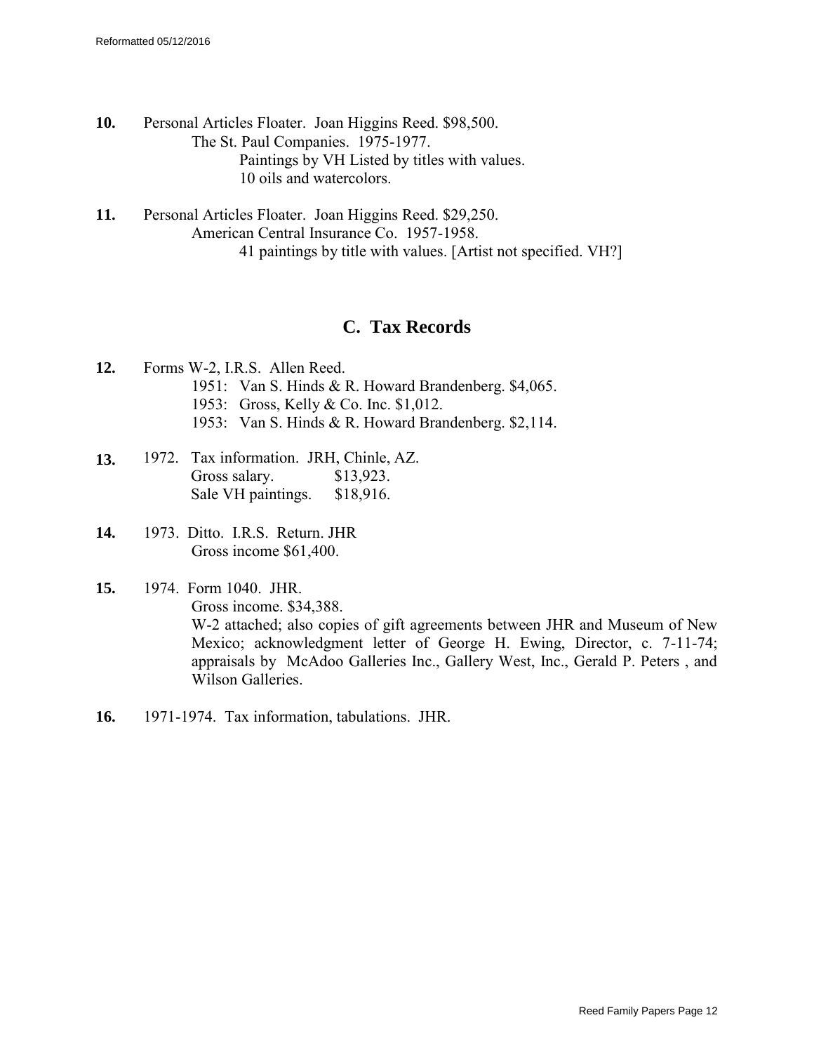**10.** Personal Articles Floater. Joan Higgins Reed. $98,500.
The St. Paul Companies. 1975-1977.
Paintings by VH Listed by titles with values.
10 oils and watercolors.

**11.** Personal Articles Floater. Joan Higgins Reed. $29,250.
American Central Insurance Co. 1957-1958.
41 paintings by title with values. [Artist not specified. VH?]

## C. Tax Records

**12.** Forms W-2, I.R.S. Allen Reed.
1951: Van S. Hinds & R. Howard Brandenberg. $4,065.
1953: Gross, Kelly & Co. Inc. $1,012.
1953: Van S. Hinds & R. Howard Brandenberg. $2,114.

**13.** 1972. Tax information. JRH, Chinle, AZ.
Gross salary. $13,923.
Sale VH paintings. $18,916.

**14.** 1973. Ditto. I.R.S. Return. JHR
Gross income $61,400.

**15.** 1974. Form 1040. JHR.
Gross income. $34,388.
W-2 attached; also copies of gift agreements between JHR and Museum of New Mexico; acknowledgment letter of George H. Ewing, Director, c. 7-11-74; appraisals by McAdoo Galleries Inc., Gallery West, Inc., Gerald P. Peters , and Wilson Galleries.

**16.** 1971-1974. Tax information, tabulations. JHR.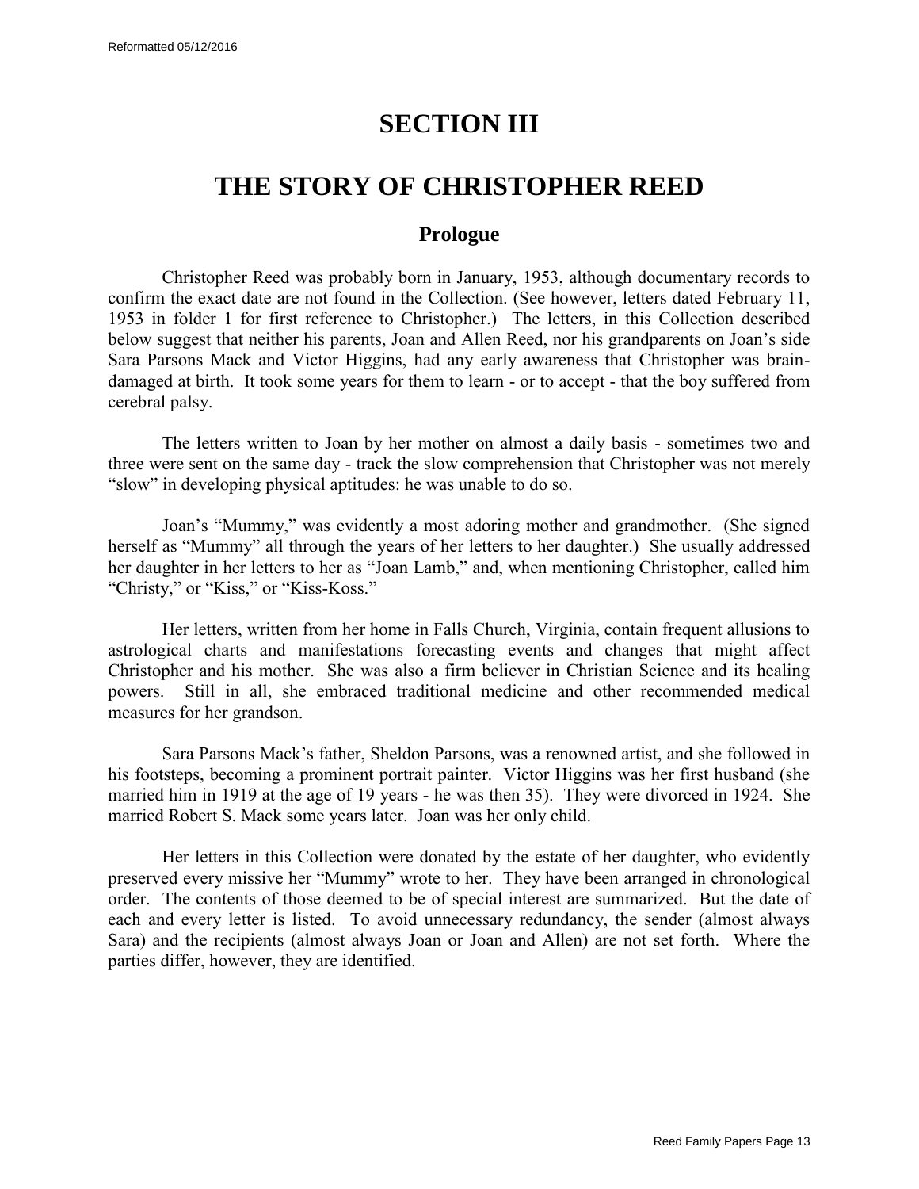# SECTION III

# THE STORY OF CHRISTOPHER REED

## Prologue

Christopher Reed was probably born in January, 1953, although documentary records to confirm the exact date are not found in the Collection. (See however, letters dated February 11, 1953 in folder 1 for first reference to Christopher.) The letters, in this Collection described below suggest that neither his parents, Joan and Allen Reed, nor his grandparents on Joan's side Sara Parsons Mack and Victor Higgins, had any early awareness that Christopher was brain-damaged at birth. It took some years for them to learn - or to accept - that the boy suffered from cerebral palsy.

The letters written to Joan by her mother on almost a daily basis - sometimes two and three were sent on the same day - track the slow comprehension that Christopher was not merely "slow" in developing physical aptitudes: he was unable to do so.

Joan's "Mummy," was evidently a most adoring mother and grandmother. (She signed herself as "Mummy" all through the years of her letters to her daughter.) She usually addressed her daughter in her letters to her as "Joan Lamb," and, when mentioning Christopher, called him "Christy," or "Kiss," or "Kiss-Koss."

Her letters, written from her home in Falls Church, Virginia, contain frequent allusions to astrological charts and manifestations forecasting events and changes that might affect Christopher and his mother. She was also a firm believer in Christian Science and its healing powers. Still in all, she embraced traditional medicine and other recommended medical measures for her grandson.

Sara Parsons Mack's father, Sheldon Parsons, was a renowned artist, and she followed in his footsteps, becoming a prominent portrait painter. Victor Higgins was her first husband (she married him in 1919 at the age of 19 years - he was then 35). They were divorced in 1924. She married Robert S. Mack some years later. Joan was her only child.

Her letters in this Collection were donated by the estate of her daughter, who evidently preserved every missive her "Mummy" wrote to her. They have been arranged in chronological order. The contents of those deemed to be of special interest are summarized. But the date of each and every letter is listed. To avoid unnecessary redundancy, the sender (almost always Sara) and the recipients (almost always Joan or Joan and Allen) are not set forth. Where the parties differ, however, they are identified.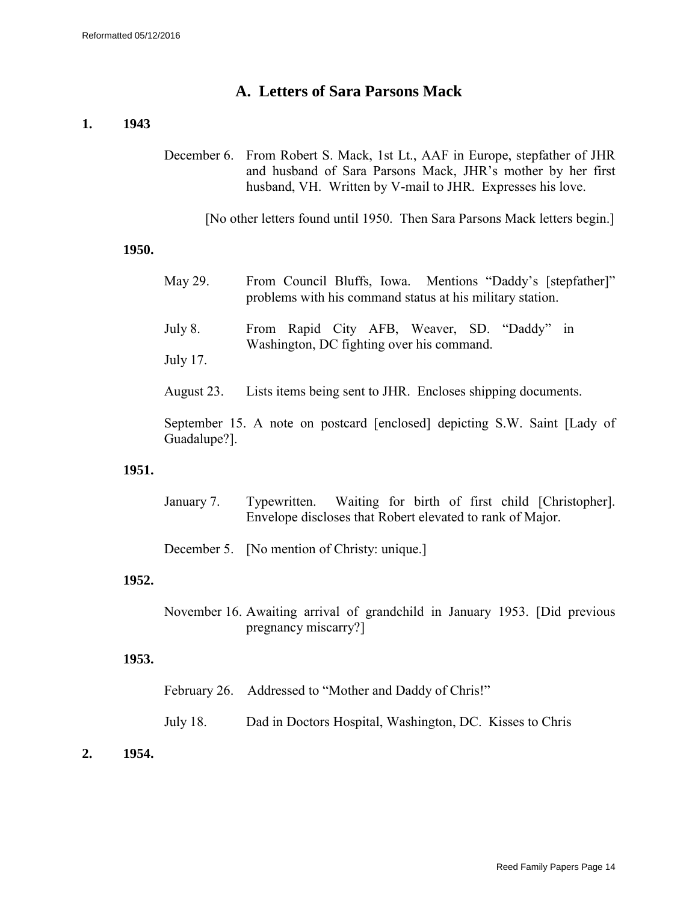## A. Letters of Sara Parsons Mack

**1. 1943**

December 6. From Robert S. Mack, 1st Lt., AAF in Europe, stepfather of JHR and husband of Sara Parsons Mack, JHR's mother by her first husband, VH. Written by V-mail to JHR. Expresses his love.

[No other letters found until 1950. Then Sara Parsons Mack letters begin.]

**1950.**

May 29. From Council Bluffs, Iowa. Mentions "Daddy's [stepfather]" problems with his command status at his military station.

July 8. From Rapid City AFB, Weaver, SD. "Daddy" in Washington, DC fighting over his command.

July 17.

August 23. Lists items being sent to JHR. Encloses shipping documents.

September 15. A note on postcard [enclosed] depicting S.W. Saint [Lady of Guadalupe?].

**1951.**

January 7. Typewritten. Waiting for birth of first child [Christopher]. Envelope discloses that Robert elevated to rank of Major.

December 5. [No mention of Christy: unique.]

**1952.**

November 16. Awaiting arrival of grandchild in January 1953. [Did previous pregnancy miscarry?]

**1953.**

February 26. Addressed to "Mother and Daddy of Chris!"

July 18. Dad in Doctors Hospital, Washington, DC. Kisses to Chris

**2. 1954.**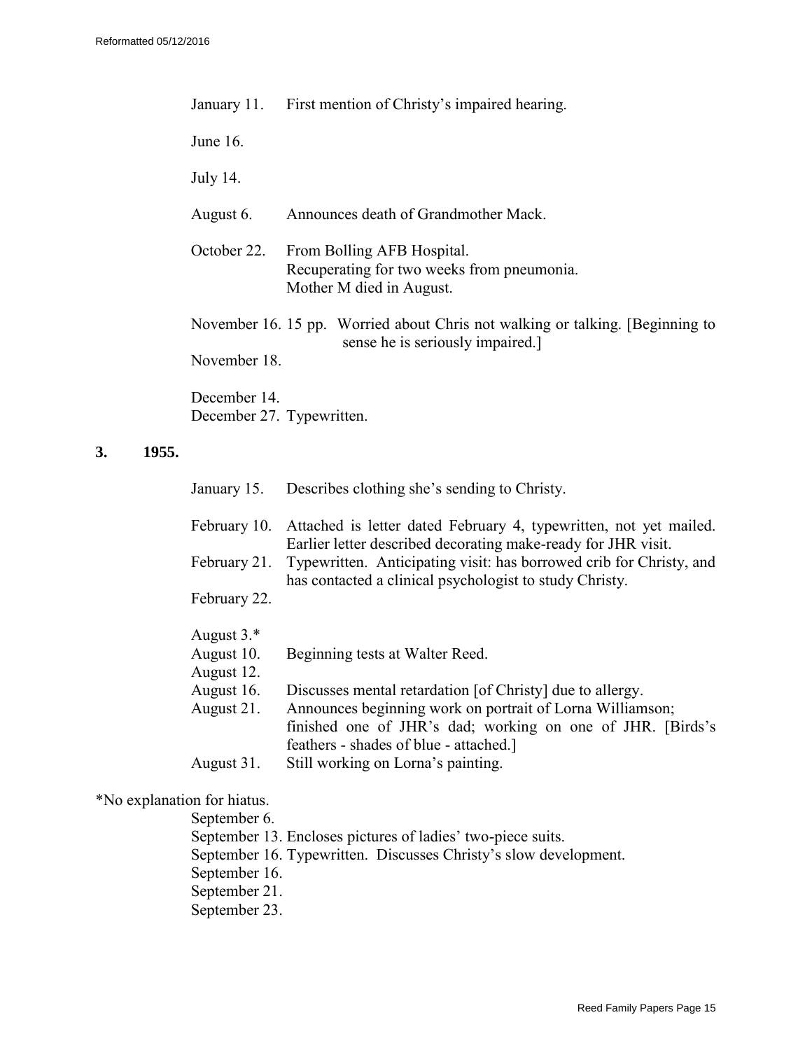January 11. First mention of Christy's impaired hearing.

June 16.

July 14.

August 6. Announces death of Grandmother Mack.

October 22. From Bolling AFB Hospital.
Recuperating for two weeks from pneumonia.
Mother M died in August.

November 16. 15 pp. Worried about Chris not walking or talking. [Beginning to sense he is seriously impaired.]

November 18.

December 14.
December 27. Typewritten.

**3. 1955.**

January 15. Describes clothing she's sending to Christy.

February 10. Attached is letter dated February 4, typewritten, not yet mailed. Earlier letter described decorating make-ready for JHR visit.
February 21. Typewritten. Anticipating visit: has borrowed crib for Christy, and has contacted a clinical psychologist to study Christy.
February 22.

August 3.*
August 10. Beginning tests at Walter Reed.
August 12.
August 16. Discusses mental retardation [of Christy] due to allergy.
August 21. Announces beginning work on portrait of Lorna Williamson; finished one of JHR's dad; working on one of JHR. [Birds's feathers - shades of blue - attached.]
August 31. Still working on Lorna's painting.

*No explanation for hiatus.

September 6.
September 13. Encloses pictures of ladies' two-piece suits.
September 16. Typewritten. Discusses Christy's slow development.
September 16.
September 21.
September 23.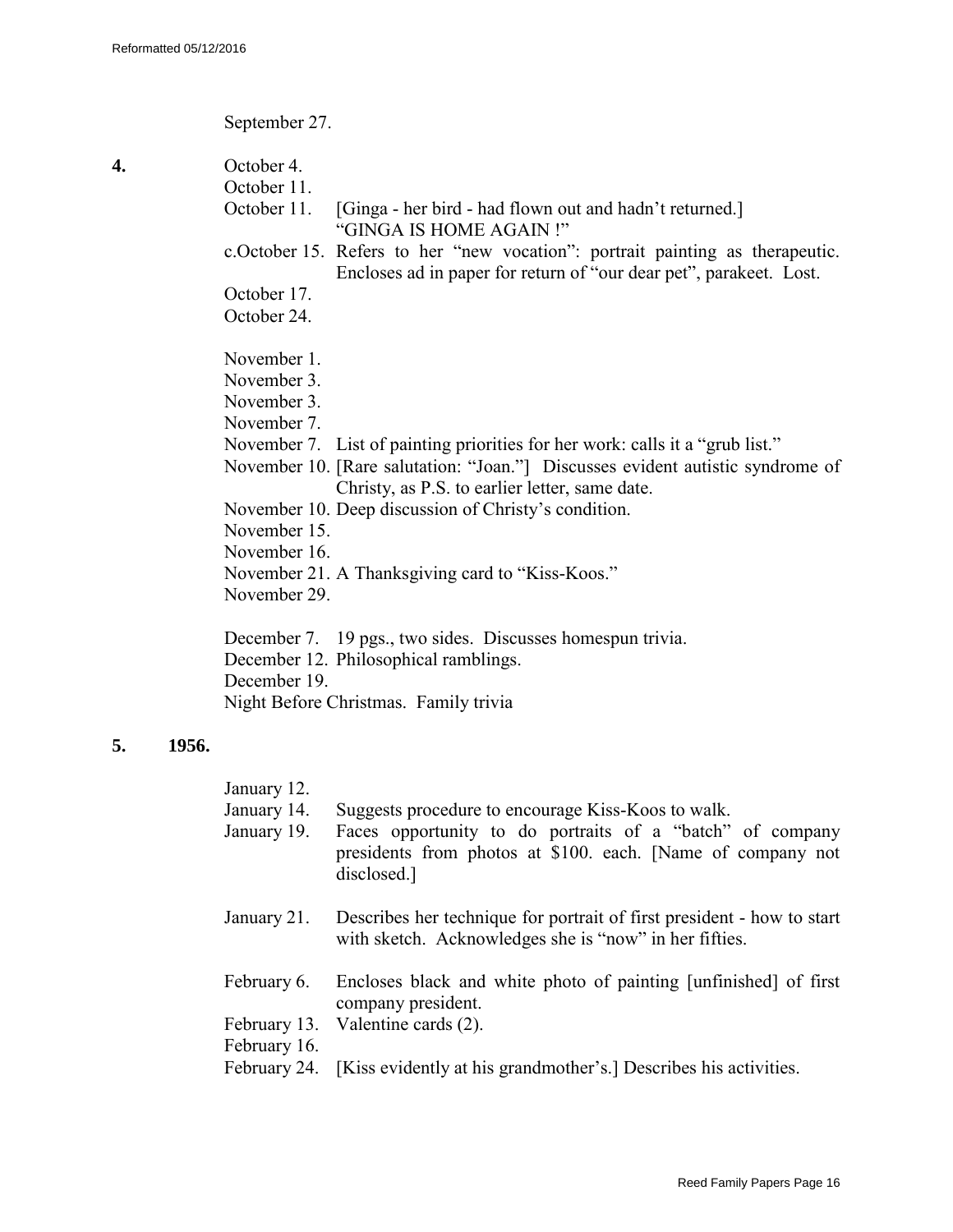September 27.

**4.** October 4.

October 11.

October 11. [Ginga - her bird - had flown out and hadn't returned.] "GINGA IS HOME AGAIN !"

c.October 15. Refers to her "new vocation": portrait painting as therapeutic. Encloses ad in paper for return of "our dear pet", parakeet. Lost.

October 17.

October 24.

November 1.

November 3.

November 3.

November 7.

November 7. List of painting priorities for her work: calls it a "grub list."

November 10. [Rare salutation: "Joan."] Discusses evident autistic syndrome of Christy, as P.S. to earlier letter, same date.

November 10. Deep discussion of Christy's condition.

November 15.

November 16.

November 21. A Thanksgiving card to "Kiss-Koos."

November 29.

December 7. 19 pgs., two sides. Discusses homespun trivia.

December 12. Philosophical ramblings.

December 19.

Night Before Christmas. Family trivia

**5. 1956.**

January 12.

January 14. Suggests procedure to encourage Kiss-Koos to walk.

January 19. Faces opportunity to do portraits of a "batch" of company presidents from photos at $100. each. [Name of company not disclosed.]

January 21. Describes her technique for portrait of first president - how to start with sketch. Acknowledges she is "now" in her fifties.

February 6. Encloses black and white photo of painting [unfinished] of first company president.

February 13. Valentine cards (2).

February 16.

February 24. [Kiss evidently at his grandmother's.] Describes his activities.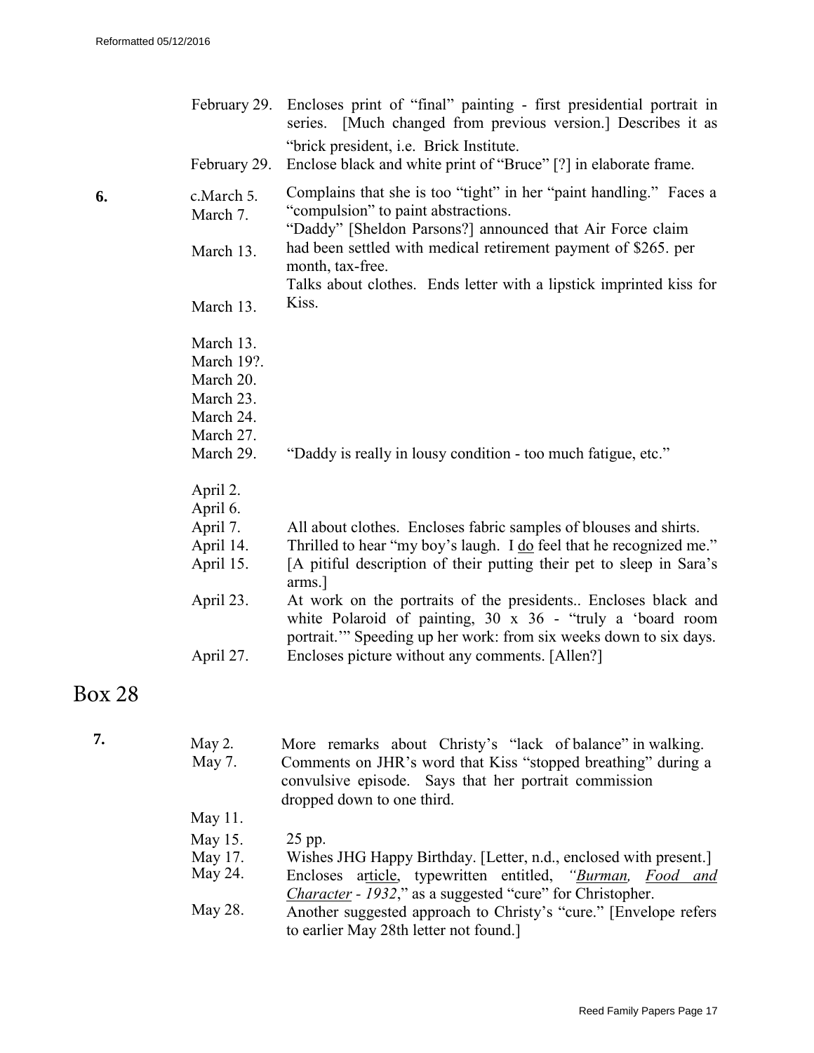| | | |
|---|---|---|
| | February 29. | Encloses print of "final" painting - first presidential portrait in series. [Much changed from previous version.] Describes it as "brick president, i.e. Brick Institute. |
| | February 29. | Enclose black and white print of "Bruce" [?] in elaborate frame. |
| **6.** | c.March 5. | Complains that she is too "tight" in her "paint handling." Faces a "compulsion" to paint abstractions. |
| | March 7. | "Daddy" [Sheldon Parsons?] announced that Air Force claim had been settled with medical retirement payment of $265. per month, tax-free. |
| | March 13. | Talks about clothes. Ends letter with a lipstick imprinted kiss for Kiss. |
| | March 13. | |
| | March 13. | |
| | March 19?. | |
| | March 20. | |
| | March 23. | |
| | March 24. | |
| | March 27. | |
| | March 29. | "Daddy is really in lousy condition - too much fatigue, etc." |
| | April 2. | |
| | April 6. | |
| | April 7. | All about clothes. Encloses fabric samples of blouses and shirts. |
| | April 14. | Thrilled to hear "my boy's laugh. I do feel that he recognized me." |
| | April 15. | [A pitiful description of their putting their pet to sleep in Sara's arms.] |
| | April 23. | At work on the portraits of the presidents.. Encloses black and white Polaroid of painting, 30 x 36 - "truly a 'board room portrait.'" Speeding up her work: from six weeks down to six days. |
| | April 27. | Encloses picture without any comments. [Allen?] |

# Box 28

| | | |
|---|---|---|
| **7.** | May 2. | More remarks about Christy's "lack of balance" in walking. |
| | May 7. | Comments on JHR's word that Kiss "stopped breathing" during a convulsive episode. Says that her portrait commission dropped down to one third. |
| | May 11. | |
| | May 15. | 25 pp. |
| | May 17. | Wishes JHG Happy Birthday. [Letter, n.d., enclosed with present.] |
| | May 24. | Encloses article, typewritten entitled, *"Burman, Food and Character - 1932*," as a suggested "cure" for Christopher. |
| | May 28. | Another suggested approach to Christy's "cure." [Envelope refers to earlier May 28th letter not found.] |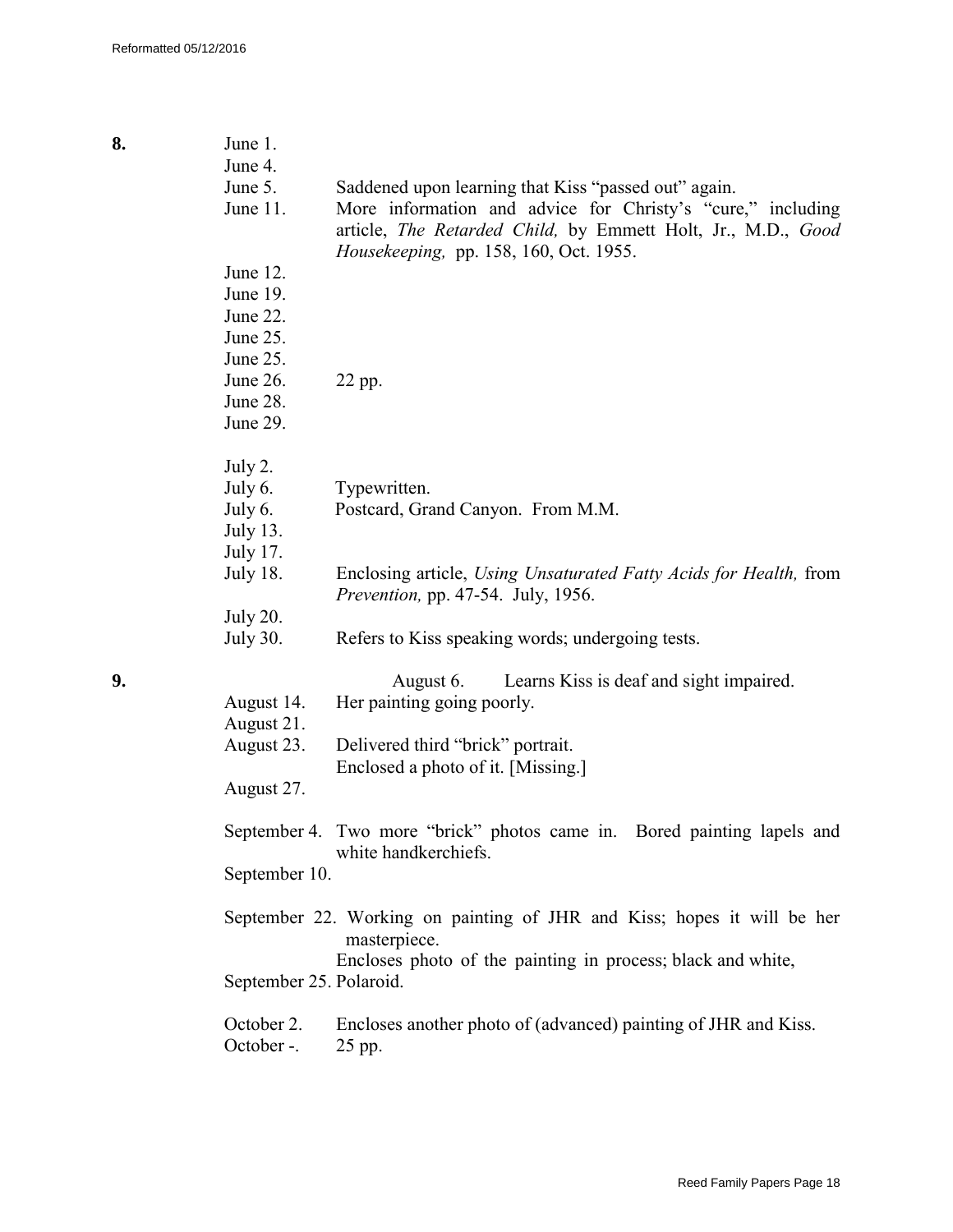**8.**

June 1.
June 4.
June 5. Saddened upon learning that Kiss "passed out" again.
June 11. More information and advice for Christy's "cure," including article, *The Retarded Child,* by Emmett Holt, Jr., M.D., *Good Housekeeping,* pp. 158, 160, Oct. 1955.
June 12.
June 19.
June 22.
June 25.
June 25.
June 26. 22 pp.
June 28.
June 29.

July 2.
July 6. Typewritten.
July 6. Postcard, Grand Canyon. From M.M.
July 13.
July 17.
July 18. Enclosing article, *Using Unsaturated Fatty Acids for Health,* from *Prevention,* pp. 47-54. July, 1956.
July 20.
July 30. Refers to Kiss speaking words; undergoing tests.

**9.**

August 6. Learns Kiss is deaf and sight impaired.
August 14. Her painting going poorly.
August 21.
August 23. Delivered third "brick" portrait. Enclosed a photo of it. [Missing.]
August 27.

September 4. Two more "brick" photos came in. Bored painting lapels and white handkerchiefs.
September 10.

September 22. Working on painting of JHR and Kiss; hopes it will be her masterpiece.
September 25. Encloses photo of the painting in process; black and white, Polaroid.

October 2. Encloses another photo of (advanced) painting of JHR and Kiss.
October -. 25 pp.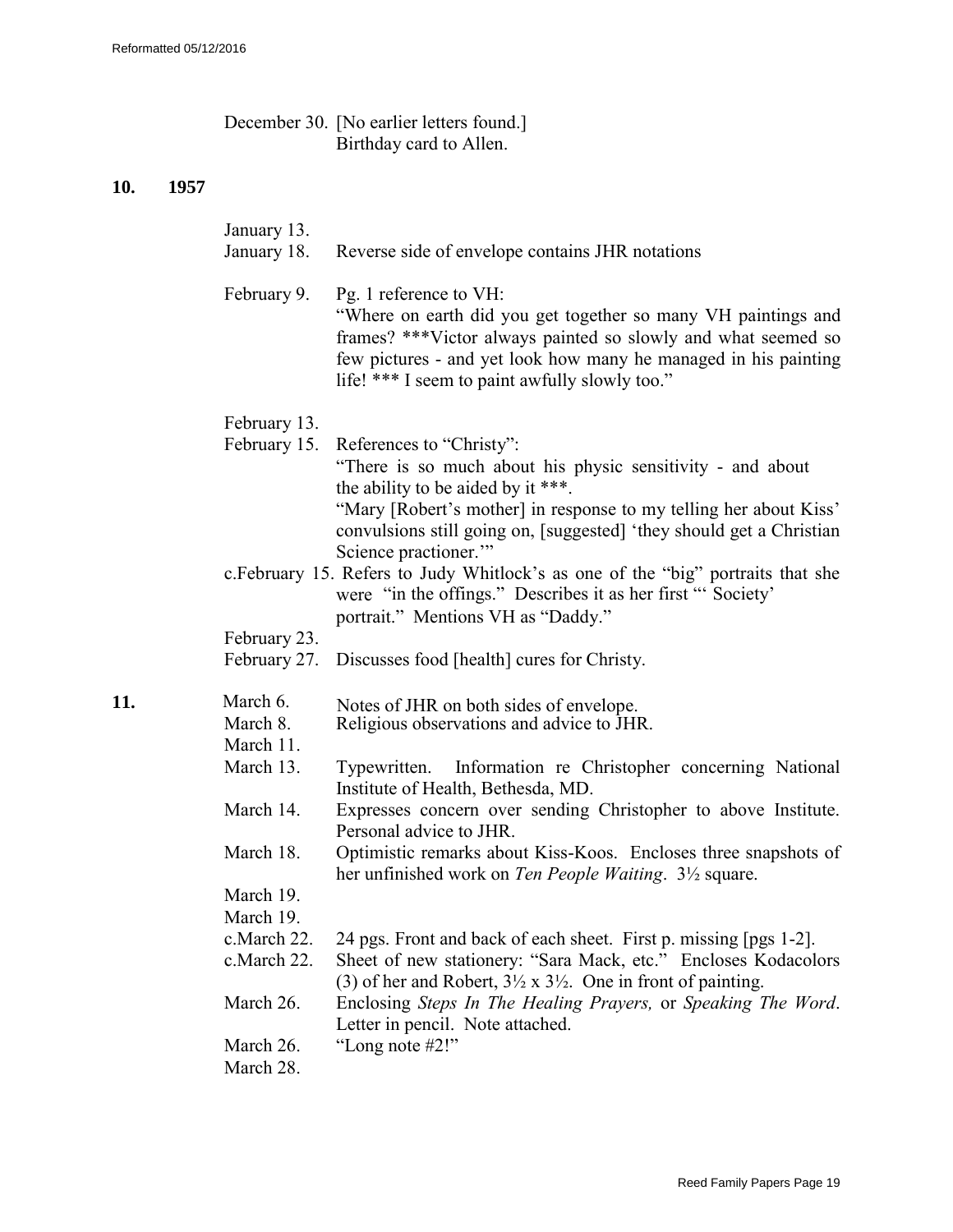Reformatted 05/12/2016

December 30. [No earlier letters found.]
Birthday card to Allen.

**10. 1957**

January 13.

January 18. Reverse side of envelope contains JHR notations

February 9. Pg. 1 reference to VH:
"Where on earth did you get together so many VH paintings and frames? ***Victor always painted so slowly and what seemed so few pictures - and yet look how many he managed in his painting life! *** I seem to paint awfully slowly too."

February 13.

February 15. References to "Christy":
"There is so much about his physic sensitivity - and about the ability to be aided by it ***.
"Mary [Robert's mother] in response to my telling her about Kiss' convulsions still going on, [suggested] 'they should get a Christian Science practioner.'"

c.February 15. Refers to Judy Whitlock's as one of the "big" portraits that she were "in the offings." Describes it as her first "' Society' portrait." Mentions VH as "Daddy."

February 23.

February 27. Discusses food [health] cures for Christy.

**11.**

March 6. Notes of JHR on both sides of envelope.

March 8. Religious observations and advice to JHR.

March 11.

March 13. Typewritten. Information re Christopher concerning National Institute of Health, Bethesda, MD.

March 14. Expresses concern over sending Christopher to above Institute. Personal advice to JHR.

March 18. Optimistic remarks about Kiss-Koos. Encloses three snapshots of her unfinished work on *Ten People Waiting*. 3½ square.

March 19.

March 19.

c.March 22. 24 pgs. Front and back of each sheet. First p. missing [pgs 1-2].

c.March 22. Sheet of new stationery: "Sara Mack, etc." Encloses Kodacolors (3) of her and Robert, 3½ x 3½. One in front of painting.

March 26. Enclosing *Steps In The Healing Prayers,* or *Speaking The Word*. Letter in pencil. Note attached.

March 26. "Long note #2!"

March 28.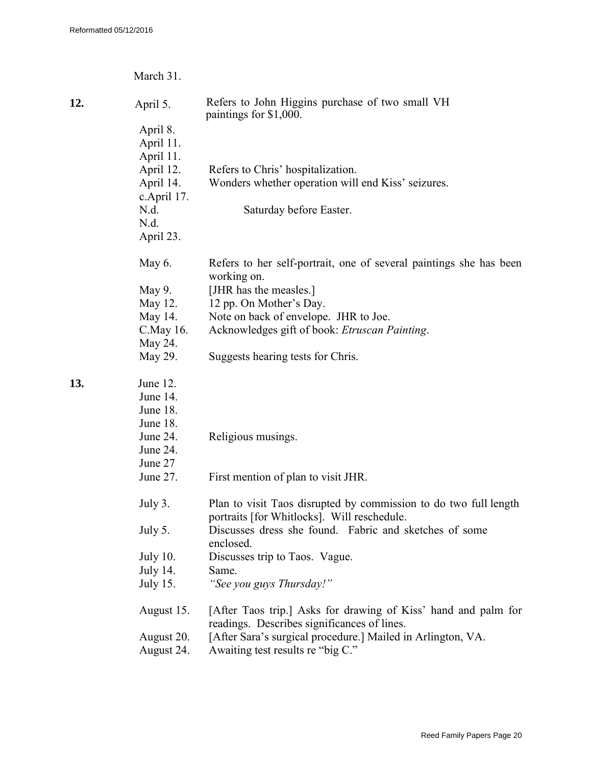|  |  |  |
|---|---|---|
|  | March 31. |  |
| **12.** | April 5. | Refers to John Higgins purchase of two small VH paintings for $1,000. |
|  | April 8. |  |
|  | April 11. |  |
|  | April 11. |  |
|  | April 12. | Refers to Chris' hospitalization. |
|  | April 14. | Wonders whether operation will end Kiss' seizures. |
|  | c.April 17. |  |
|  | N.d. | Saturday before Easter. |
|  | N.d. |  |
|  | April 23. |  |
|  | May 6. | Refers to her self-portrait, one of several paintings she has been working on. |
|  | May 9. | [JHR has the measles.] |
|  | May 12. | 12 pp. On Mother's Day. |
|  | May 14. | Note on back of envelope. JHR to Joe. |
|  | C.May 16. | Acknowledges gift of book: *Etruscan Painting*. |
|  | May 24. |  |
|  | May 29. | Suggests hearing tests for Chris. |
| **13.** | June 12. |  |
|  | June 14. |  |
|  | June 18. |  |
|  | June 18. |  |
|  | June 24. | Religious musings. |
|  | June 24. |  |
|  | June 27 |  |
|  | June 27. | First mention of plan to visit JHR. |
|  | July 3. | Plan to visit Taos disrupted by commission to do two full length portraits [for Whitlocks]. Will reschedule. |
|  | July 5. | Discusses dress she found. Fabric and sketches of some enclosed. |
|  | July 10. | Discusses trip to Taos. Vague. |
|  | July 14. | Same. |
|  | July 15. | *"See you guys Thursday!"* |
|  | August 15. | [After Taos trip.] Asks for drawing of Kiss' hand and palm for readings. Describes significances of lines. |
|  | August 20. | [After Sara's surgical procedure.] Mailed in Arlington, VA. |
|  | August 24. | Awaiting test results re "big C." |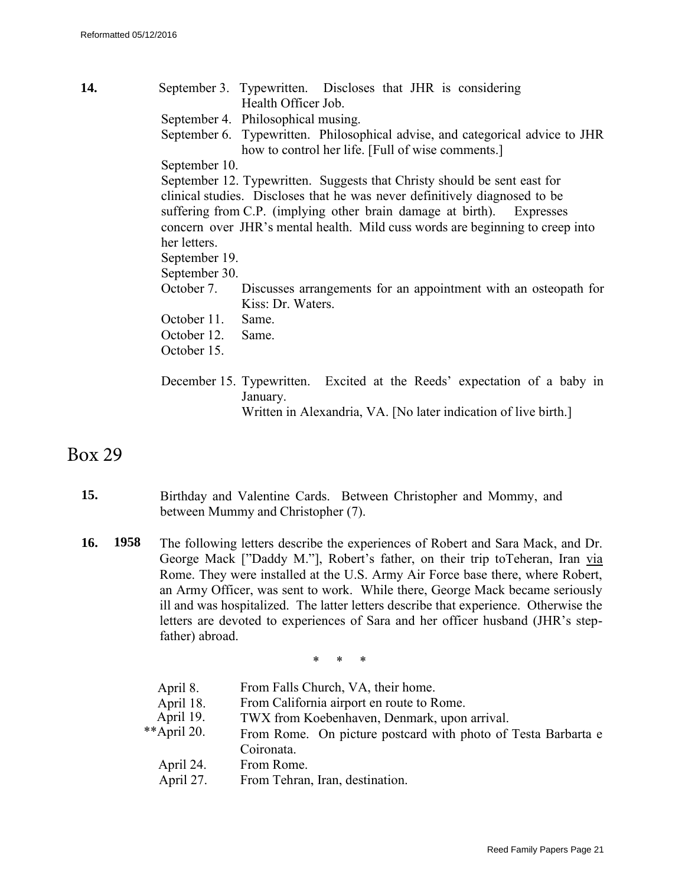**14.** September 3. Typewritten. Discloses that JHR is considering Health Officer Job.

September 4. Philosophical musing.

September 6. Typewritten. Philosophical advise, and categorical advice to JHR how to control her life. [Full of wise comments.]

September 10.

September 12. Typewritten. Suggests that Christy should be sent east for clinical studies. Discloses that he was never definitively diagnosed to be suffering from C.P. (implying other brain damage at birth). Expresses concern over JHR's mental health. Mild cuss words are beginning to creep into her letters.

September 19.

September 30.

October 7. Discusses arrangements for an appointment with an osteopath for Kiss: Dr. Waters.

October 11. Same.

October 12. Same.

October 15.

December 15. Typewritten. Excited at the Reeds' expectation of a baby in January.
Written in Alexandria, VA. [No later indication of live birth.]

# Box 29

**15.** Birthday and Valentine Cards. Between Christopher and Mommy, and between Mummy and Christopher (7).

**16.** **1958** The following letters describe the experiences of Robert and Sara Mack, and Dr. George Mack ["Daddy M."], Robert's father, on their trip toTeheran, Iran via Rome. They were installed at the U.S. Army Air Force base there, where Robert, an Army Officer, was sent to work. While there, George Mack became seriously ill and was hospitalized. The latter letters describe that experience. Otherwise the letters are devoted to experiences of Sara and her officer husband (JHR's step-father) abroad.

\* \* \*

| | |
|---|---|
| April 8. | From Falls Church, VA, their home. |
| April 18. | From California airport en route to Rome. |
| April 19. | TWX from Koebenhaven, Denmark, upon arrival. |
| **April 20. | From Rome. On picture postcard with photo of Testa Barbarta e Coironata. |
| April 24. | From Rome. |
| April 27. | From Tehran, Iran, destination. |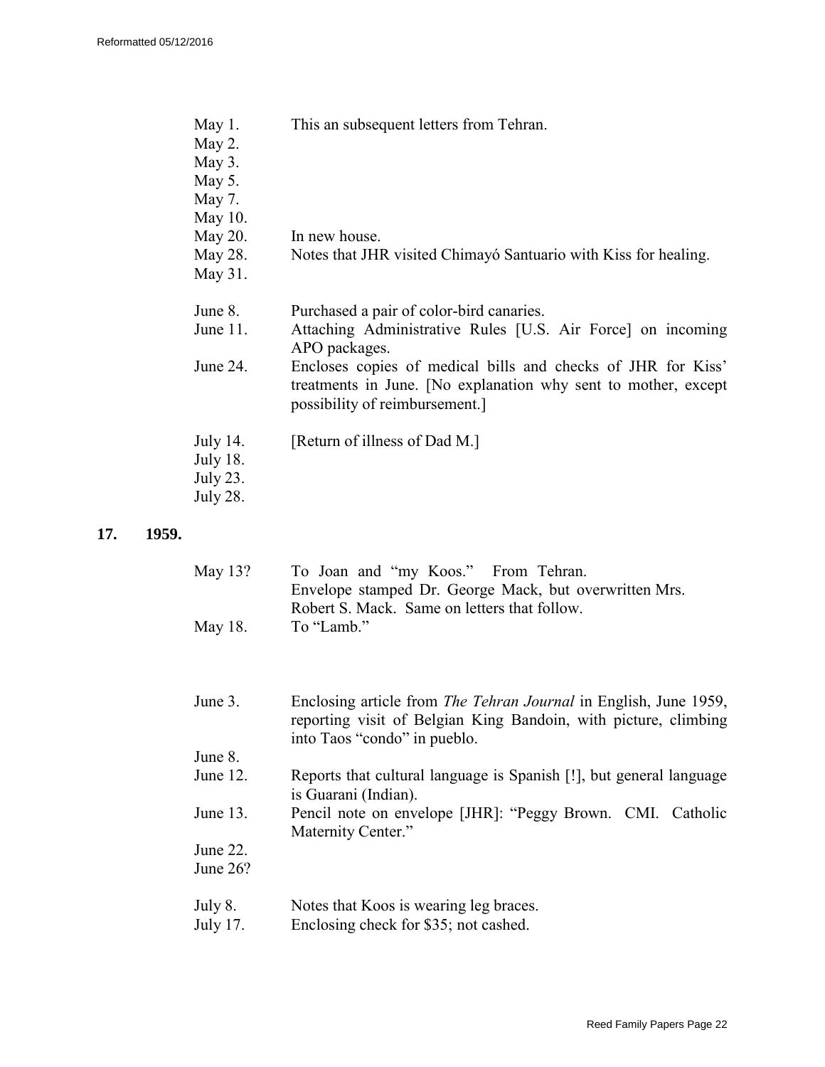May 1. This an subsequent letters from Tehran.
May 2.
May 3.
May 5.
May 7.
May 10.
May 20. In new house.
May 28. Notes that JHR visited Chimayó Santuario with Kiss for healing.
May 31.

June 8. Purchased a pair of color-bird canaries.
June 11. Attaching Administrative Rules [U.S. Air Force] on incoming APO packages.
June 24. Encloses copies of medical bills and checks of JHR for Kiss' treatments in June. [No explanation why sent to mother, except possibility of reimbursement.]

July 14. [Return of illness of Dad M.]
July 18.
July 23.
July 28.

## 17. 1959.

May 13? To Joan and "my Koos." From Tehran. Envelope stamped Dr. George Mack, but overwritten Mrs. Robert S. Mack. Same on letters that follow.
May 18. To "Lamb."

June 3. Enclosing article from *The Tehran Journal* in English, June 1959, reporting visit of Belgian King Bandoin, with picture, climbing into Taos "condo" in pueblo.
June 8.
June 12. Reports that cultural language is Spanish [!], but general language is Guarani (Indian).
June 13. Pencil note on envelope [JHR]: "Peggy Brown. CMI. Catholic Maternity Center."
June 22.
June 26?

July 8. Notes that Koos is wearing leg braces.
July 17. Enclosing check for $35; not cashed.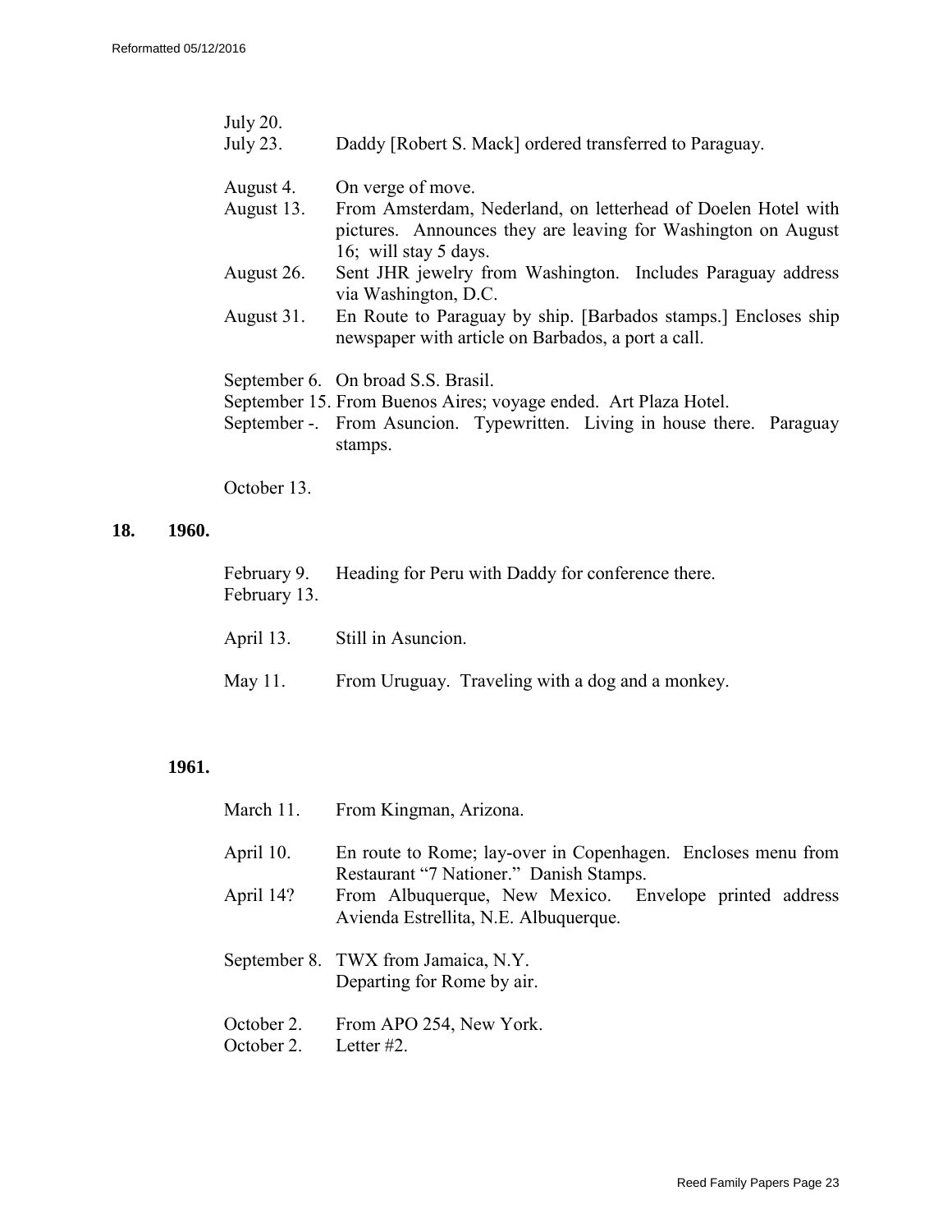July 20.
July 23. Daddy [Robert S. Mack] ordered transferred to Paraguay.

August 4. On verge of move.
August 13. From Amsterdam, Nederland, on letterhead of Doelen Hotel with pictures. Announces they are leaving for Washington on August 16; will stay 5 days.
August 26. Sent JHR jewelry from Washington. Includes Paraguay address via Washington, D.C.
August 31. En Route to Paraguay by ship. [Barbados stamps.] Encloses ship newspaper with article on Barbados, a port a call.

September 6. On broad S.S. Brasil.
September 15. From Buenos Aires; voyage ended. Art Plaza Hotel.
September -. From Asuncion. Typewritten. Living in house there. Paraguay stamps.

October 13.

**18. 1960.**

February 9. Heading for Peru with Daddy for conference there.
February 13.

April 13. Still in Asuncion.

May 11. From Uruguay. Traveling with a dog and a monkey.

**1961.**

March 11. From Kingman, Arizona.

April 10. En route to Rome; lay-over in Copenhagen. Encloses menu from Restaurant "7 Nationer." Danish Stamps.
April 14? From Albuquerque, New Mexico. Envelope printed address Avienda Estrellita, N.E. Albuquerque.

September 8. TWX from Jamaica, N.Y.
Departing for Rome by air.

October 2. From APO 254, New York.
October 2. Letter #2.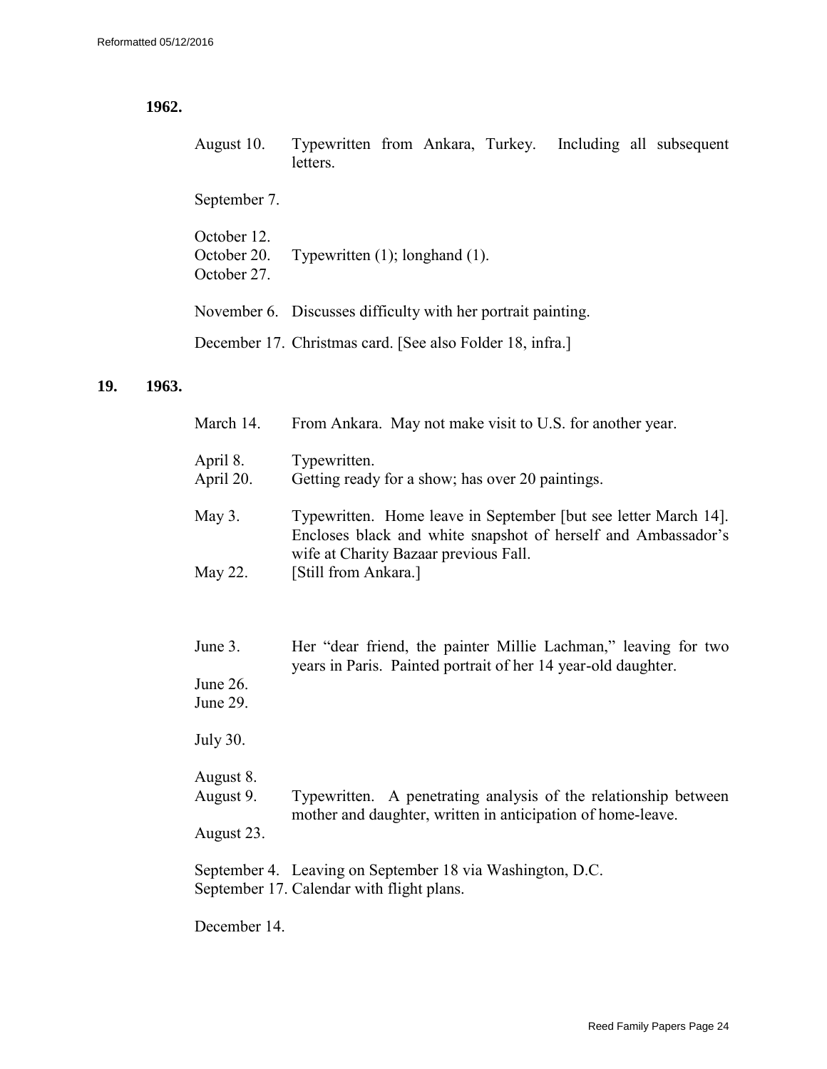**1962.**

| | |
|---|---|
| August 10. | Typewritten from Ankara, Turkey. Including all subsequent letters. |
| September 7. | |
| October 12. | |
| October 20. | Typewritten (1); longhand (1). |
| October 27. | |
| November 6. | Discusses difficulty with her portrait painting. |
| December 17. | Christmas card. [See also Folder 18, infra.] |

**19. 1963.**

| | |
|---|---|
| March 14. | From Ankara. May not make visit to U.S. for another year. |
| April 8. | Typewritten. |
| April 20. | Getting ready for a show; has over 20 paintings. |
| May 3. | Typewritten. Home leave in September [but see letter March 14]. Encloses black and white snapshot of herself and Ambassador's wife at Charity Bazaar previous Fall. |
| May 22. | [Still from Ankara.] |
| June 3. | Her "dear friend, the painter Millie Lachman," leaving for two years in Paris. Painted portrait of her 14 year-old daughter. |
| June 26. | |
| June 29. | |
| July 30. | |
| August 8. | |
| August 9. | Typewritten. A penetrating analysis of the relationship between mother and daughter, written in anticipation of home-leave. |
| August 23. | |
| September 4. | Leaving on September 18 via Washington, D.C. |
| September 17. | Calendar with flight plans. |
| December 14. | |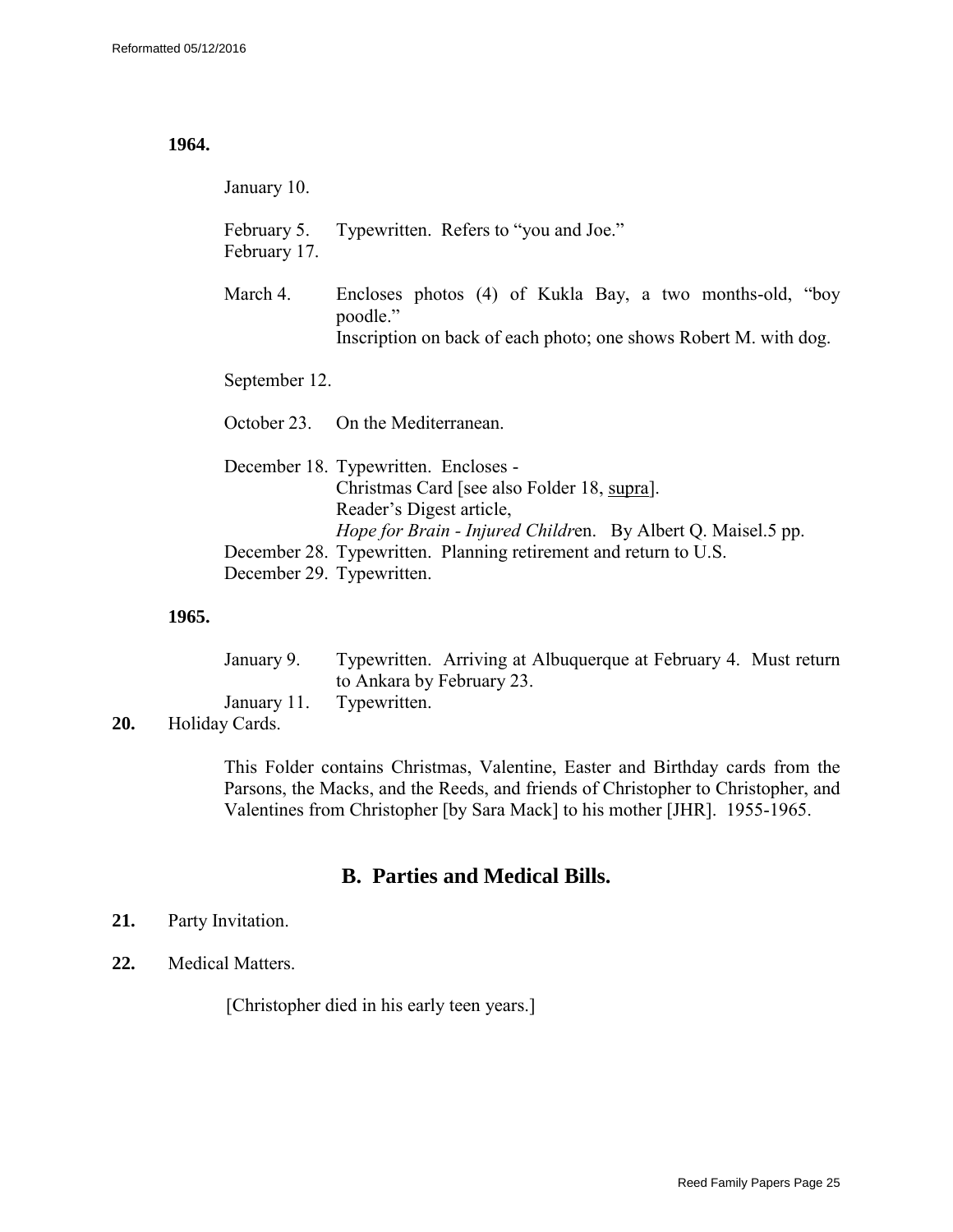**1964.**

January 10.

February 5. Typewritten. Refers to "you and Joe."
February 17.

March 4. Encloses photos (4) of Kukla Bay, a two months-old, "boy poodle."
Inscription on back of each photo; one shows Robert M. with dog.

September 12.

October 23. On the Mediterranean.

December 18. Typewritten. Encloses -
Christmas Card [see also Folder 18, supra].
Reader's Digest article,
*Hope for Brain - Injured Childr*en. By Albert Q. Maisel.5 pp.
December 28. Typewritten. Planning retirement and return to U.S.
December 29. Typewritten.

**1965.**

January 9. Typewritten. Arriving at Albuquerque at February 4. Must return to Ankara by February 23.
January 11. Typewritten.

**20.** Holiday Cards.

This Folder contains Christmas, Valentine, Easter and Birthday cards from the Parsons, the Macks, and the Reeds, and friends of Christopher to Christopher, and Valentines from Christopher [by Sara Mack] to his mother [JHR]. 1955-1965.

## B. Parties and Medical Bills.

**21.** Party Invitation.

**22.** Medical Matters.

[Christopher died in his early teen years.]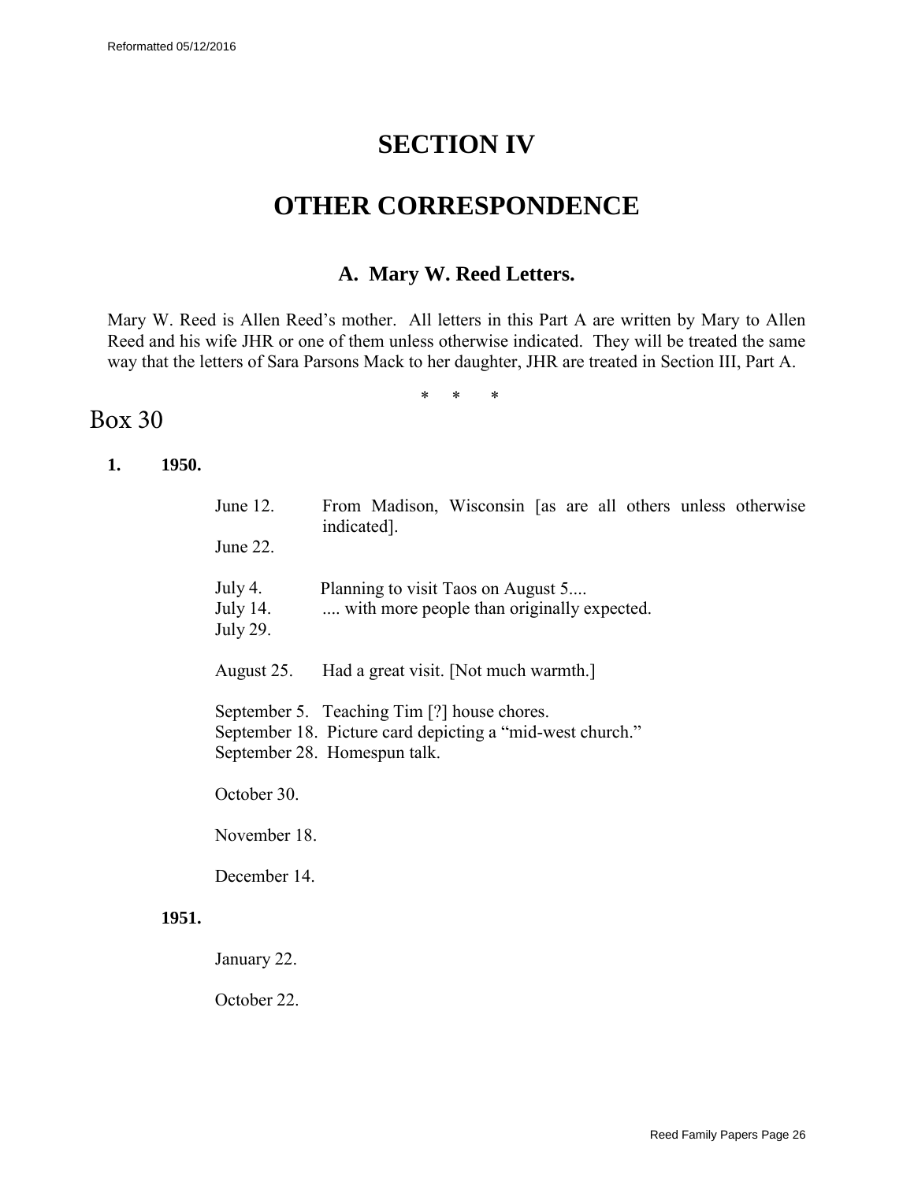# SECTION IV

# OTHER CORRESPONDENCE

### A. Mary W. Reed Letters.

Mary W. Reed is Allen Reed's mother. All letters in this Part A are written by Mary to Allen Reed and his wife JHR or one of them unless otherwise indicated. They will be treated the same way that the letters of Sara Parsons Mack to her daughter, JHR are treated in Section III, Part A.

\* \* \*

## Box 30

**1. 1950.**

June 12. From Madison, Wisconsin [as are all others unless otherwise indicated].
June 22.

July 4. Planning to visit Taos on August 5....
July 14. .... with more people than originally expected.
July 29.

August 25. Had a great visit. [Not much warmth.]

September 5. Teaching Tim [?] house chores.
September 18. Picture card depicting a "mid-west church."
September 28. Homespun talk.

October 30.

November 18.

December 14.

**1951.**

January 22.

October 22.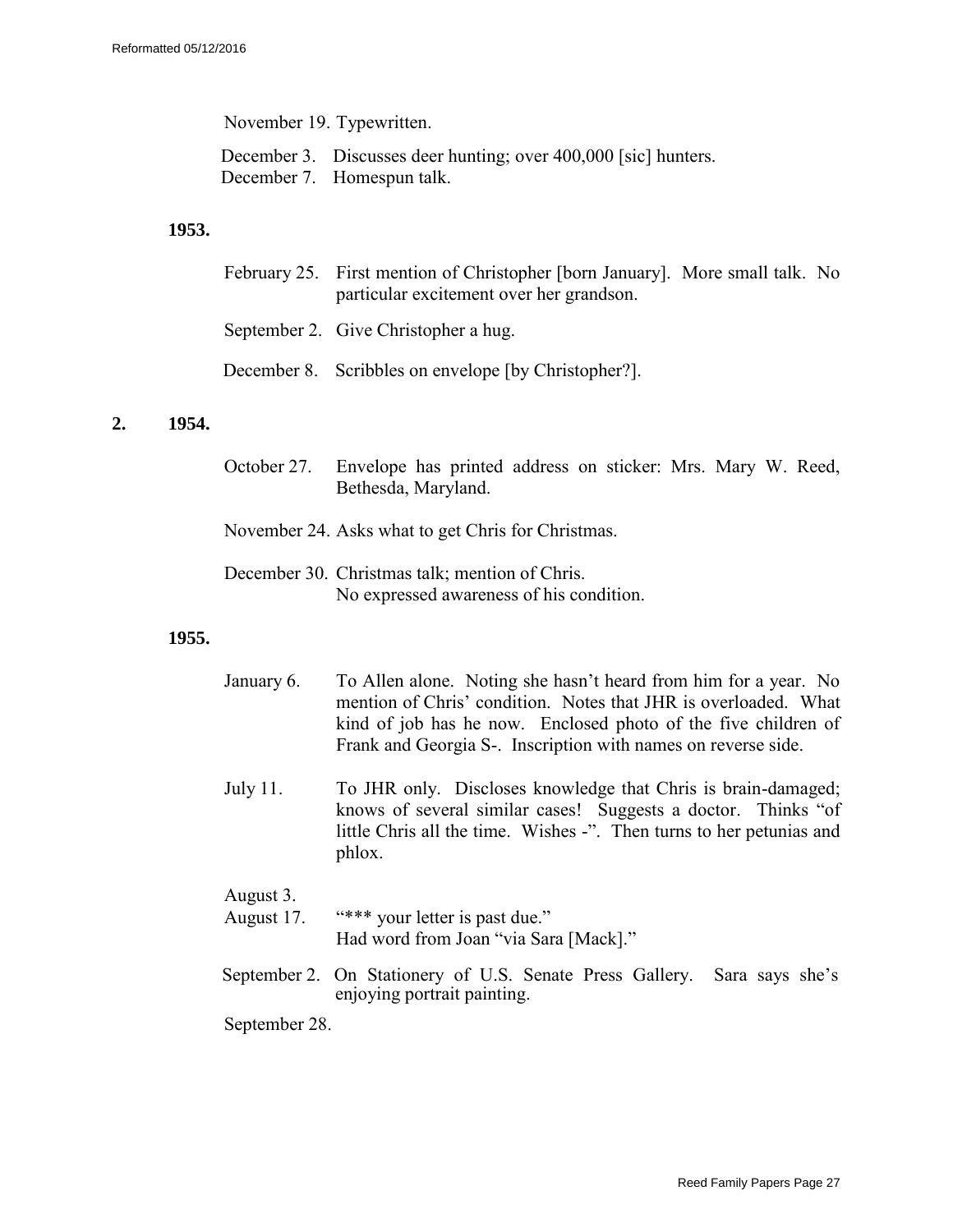November 19. Typewritten.

December 3. Discusses deer hunting; over 400,000 [sic] hunters.
December 7. Homespun talk.

**1953.**

February 25. First mention of Christopher [born January]. More small talk. No particular excitement over her grandson.

September 2. Give Christopher a hug.

December 8. Scribbles on envelope [by Christopher?].

**2. 1954.**

October 27. Envelope has printed address on sticker: Mrs. Mary W. Reed, Bethesda, Maryland.

November 24. Asks what to get Chris for Christmas.

December 30. Christmas talk; mention of Chris.
No expressed awareness of his condition.

**1955.**

January 6. To Allen alone. Noting she hasn't heard from him for a year. No mention of Chris' condition. Notes that JHR is overloaded. What kind of job has he now. Enclosed photo of the five children of Frank and Georgia S-. Inscription with names on reverse side.

July 11. To JHR only. Discloses knowledge that Chris is brain-damaged; knows of several similar cases! Suggests a doctor. Thinks "of little Chris all the time. Wishes -". Then turns to her petunias and phlox.

August 3.
August 17. "*** your letter is past due."
Had word from Joan "via Sara [Mack]."

September 2. On Stationery of U.S. Senate Press Gallery. Sara says she's enjoying portrait painting.

September 28.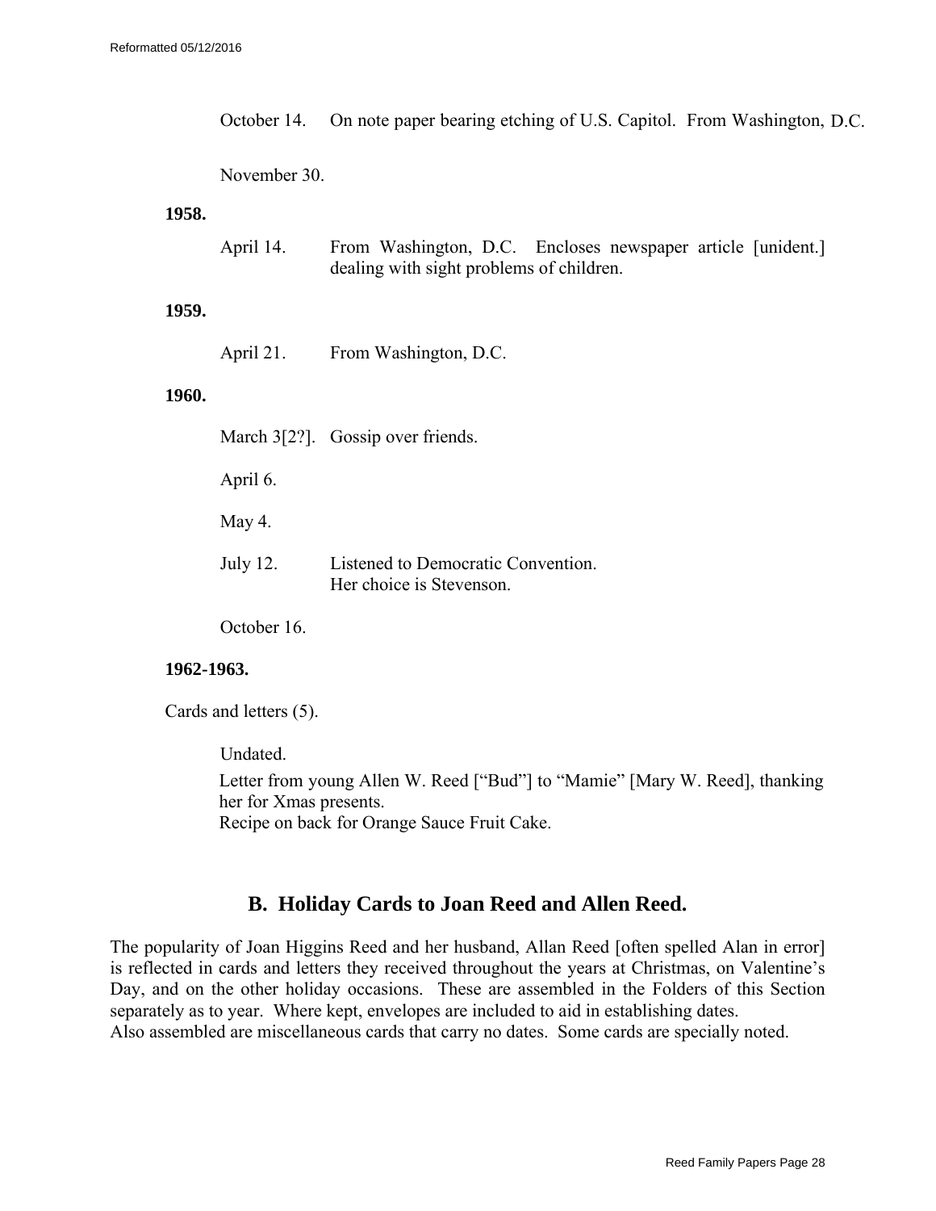October 14. On note paper bearing etching of U.S. Capitol. From Washington, D.C.

November 30.

**1958.**

April 14. From Washington, D.C. Encloses newspaper article [unident.] dealing with sight problems of children.

**1959.**

April 21. From Washington, D.C.

**1960.**

March 3[2?]. Gossip over friends.

April 6.

May 4.

July 12. Listened to Democratic Convention.
Her choice is Stevenson.

October 16.

**1962-1963.**

Cards and letters (5).

Undated.

Letter from young Allen W. Reed [“Bud”] to “Mamie” [Mary W. Reed], thanking her for Xmas presents.
Recipe on back for Orange Sauce Fruit Cake.

## B. Holiday Cards to Joan Reed and Allen Reed.

The popularity of Joan Higgins Reed and her husband, Allan Reed [often spelled Alan in error] is reflected in cards and letters they received throughout the years at Christmas, on Valentine’s Day, and on the other holiday occasions. These are assembled in the Folders of this Section separately as to year. Where kept, envelopes are included to aid in establishing dates.
Also assembled are miscellaneous cards that carry no dates. Some cards are specially noted.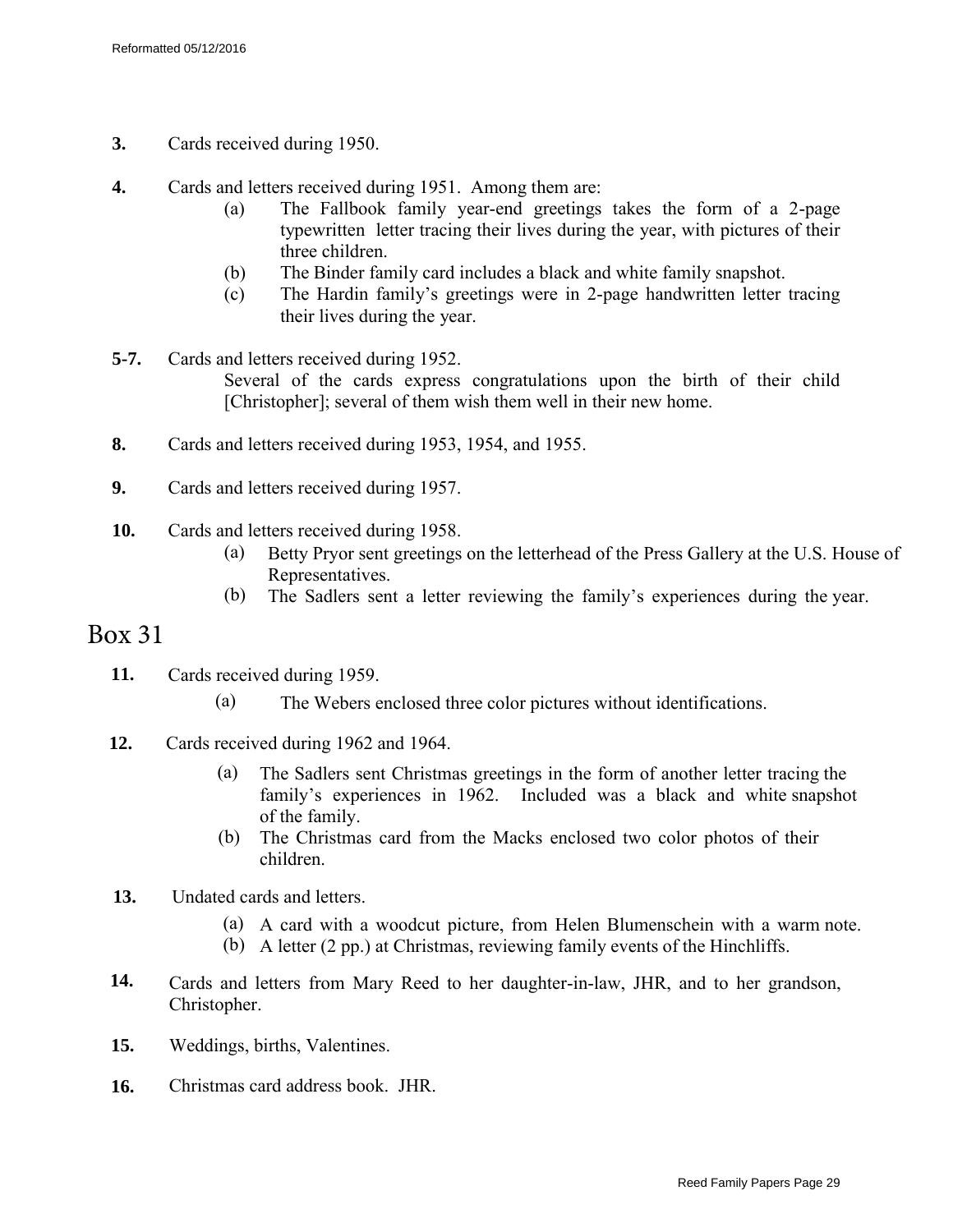**3.** Cards received during 1950.

**4.** Cards and letters received during 1951. Among them are:

- (a) The Fallbook family year-end greetings takes the form of a 2-page typewritten letter tracing their lives during the year, with pictures of their three children.
- (b) The Binder family card includes a black and white family snapshot.
- (c) The Hardin family's greetings were in 2-page handwritten letter tracing their lives during the year.

**5-7.** Cards and letters received during 1952.

Several of the cards express congratulations upon the birth of their child [Christopher]; several of them wish them well in their new home.

**8.** Cards and letters received during 1953, 1954, and 1955.

**9.** Cards and letters received during 1957.

**10.** Cards and letters received during 1958.

- (a) Betty Pryor sent greetings on the letterhead of the Press Gallery at the U.S. House of Representatives.
- (b) The Sadlers sent a letter reviewing the family's experiences during the year.

# Box 31

**11.** Cards received during 1959.

- (a) The Webers enclosed three color pictures without identifications.

**12.** Cards received during 1962 and 1964.

- (a) The Sadlers sent Christmas greetings in the form of another letter tracing the family's experiences in 1962. Included was a black and white snapshot of the family.
- (b) The Christmas card from the Macks enclosed two color photos of their children.

**13.** Undated cards and letters.

- (a) A card with a woodcut picture, from Helen Blumenschein with a warm note.
- (b) A letter (2 pp.) at Christmas, reviewing family events of the Hinchliffs.

**14.** Cards and letters from Mary Reed to her daughter-in-law, JHR, and to her grandson, Christopher.

**15.** Weddings, births, Valentines.

**16.** Christmas card address book. JHR.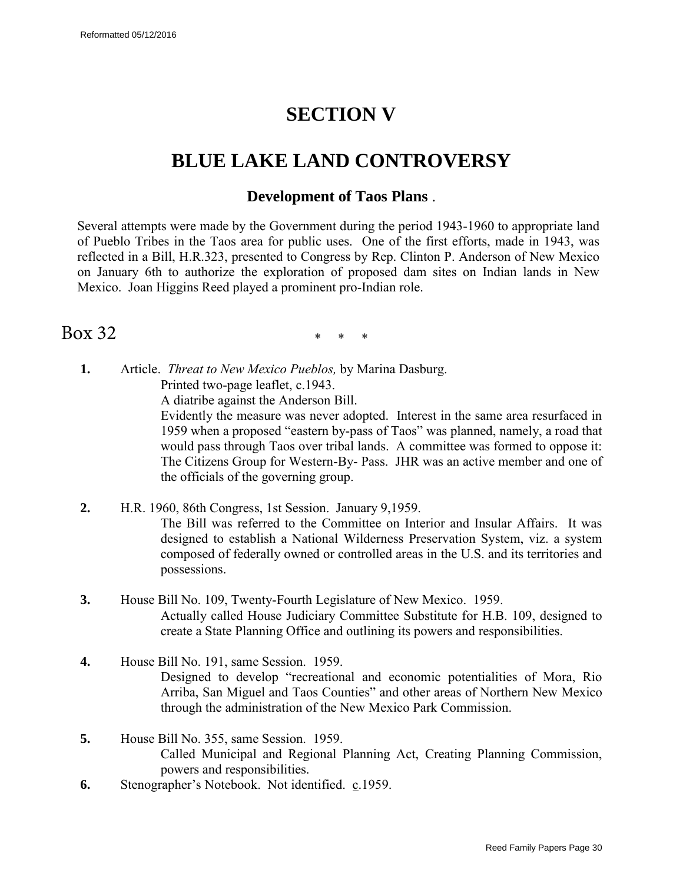# SECTION V

# BLUE LAKE LAND CONTROVERSY

### Development of Taos Plans .

Several attempts were made by the Government during the period 1943-1960 to appropriate land of Pueblo Tribes in the Taos area for public uses. One of the first efforts, made in 1943, was reflected in a Bill, H.R.323, presented to Congress by Rep. Clinton P. Anderson of New Mexico on January 6th to authorize the exploration of proposed dam sites on Indian lands in New Mexico. Joan Higgins Reed played a prominent pro-Indian role.

## Box 32

\* \* \*

**1.** Article. *Threat to New Mexico Pueblos,* by Marina Dasburg.
Printed two-page leaflet, c.1943.
A diatribe against the Anderson Bill.
Evidently the measure was never adopted. Interest in the same area resurfaced in 1959 when a proposed "eastern by-pass of Taos" was planned, namely, a road that would pass through Taos over tribal lands. A committee was formed to oppose it: The Citizens Group for Western-By- Pass. JHR was an active member and one of the officials of the governing group.

**2.** H.R. 1960, 86th Congress, 1st Session. January 9,1959.
The Bill was referred to the Committee on Interior and Insular Affairs. It was designed to establish a National Wilderness Preservation System, viz. a system composed of federally owned or controlled areas in the U.S. and its territories and possessions.

**3.** House Bill No. 109, Twenty-Fourth Legislature of New Mexico. 1959.
Actually called House Judiciary Committee Substitute for H.B. 109, designed to create a State Planning Office and outlining its powers and responsibilities.

**4.** House Bill No. 191, same Session. 1959.
Designed to develop "recreational and economic potentialities of Mora, Rio Arriba, San Miguel and Taos Counties" and other areas of Northern New Mexico through the administration of the New Mexico Park Commission.

**5.** House Bill No. 355, same Session. 1959.
Called Municipal and Regional Planning Act, Creating Planning Commission, powers and responsibilities.

**6.** Stenographer's Notebook. Not identified. c.1959.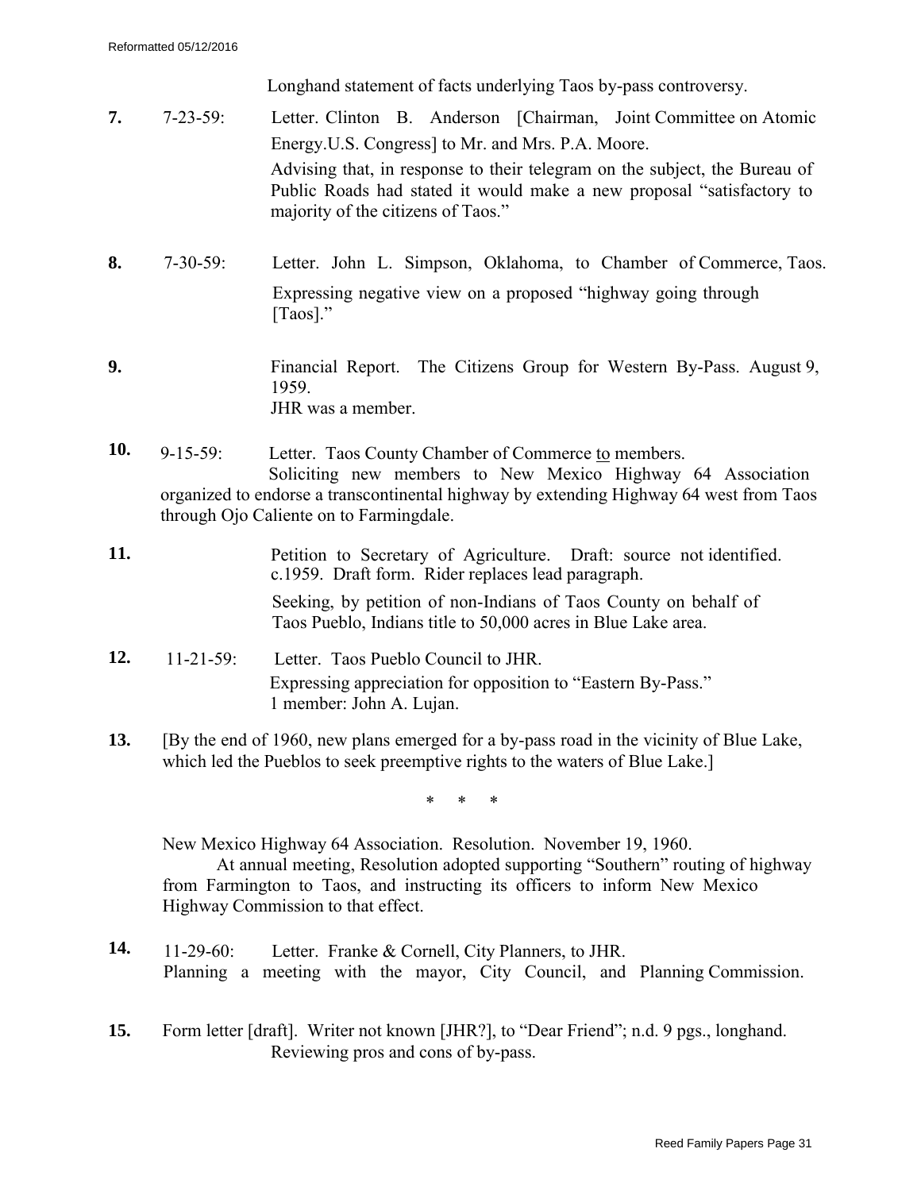Longhand statement of facts underlying Taos by-pass controversy.

**7.** 7-23-59: Letter. Clinton B. Anderson [Chairman, Joint Committee on Atomic Energy.U.S. Congress] to Mr. and Mrs. P.A. Moore.

Advising that, in response to their telegram on the subject, the Bureau of Public Roads had stated it would make a new proposal "satisfactory to majority of the citizens of Taos."

**8.** 7-30-59: Letter. John L. Simpson, Oklahoma, to Chamber of Commerce, Taos.

Expressing negative view on a proposed "highway going through [Taos]."

**9.** Financial Report. The Citizens Group for Western By-Pass. August 9, 1959.
JHR was a member.

**10.** 9-15-59: Letter. Taos County Chamber of Commerce to members.
Soliciting new members to New Mexico Highway 64 Association organized to endorse a transcontinental highway by extending Highway 64 west from Taos through Ojo Caliente on to Farmingdale.

**11.** Petition to Secretary of Agriculture. Draft: source not identified. c.1959. Draft form. Rider replaces lead paragraph.

Seeking, by petition of non-Indians of Taos County on behalf of Taos Pueblo, Indians title to 50,000 acres in Blue Lake area.

**12.** 11-21-59: Letter. Taos Pueblo Council to JHR.
Expressing appreciation for opposition to "Eastern By-Pass."
1 member: John A. Lujan.

**13.** [By the end of 1960, new plans emerged for a by-pass road in the vicinity of Blue Lake, which led the Pueblos to seek preemptive rights to the waters of Blue Lake.]

\* \* \*

New Mexico Highway 64 Association. Resolution. November 19, 1960.
At annual meeting, Resolution adopted supporting "Southern" routing of highway from Farmington to Taos, and instructing its officers to inform New Mexico Highway Commission to that effect.

**14.** 11-29-60: Letter. Franke & Cornell, City Planners, to JHR.
Planning a meeting with the mayor, City Council, and Planning Commission.

**15.** Form letter [draft]. Writer not known [JHR?], to "Dear Friend"; n.d. 9 pgs., longhand.
Reviewing pros and cons of by-pass.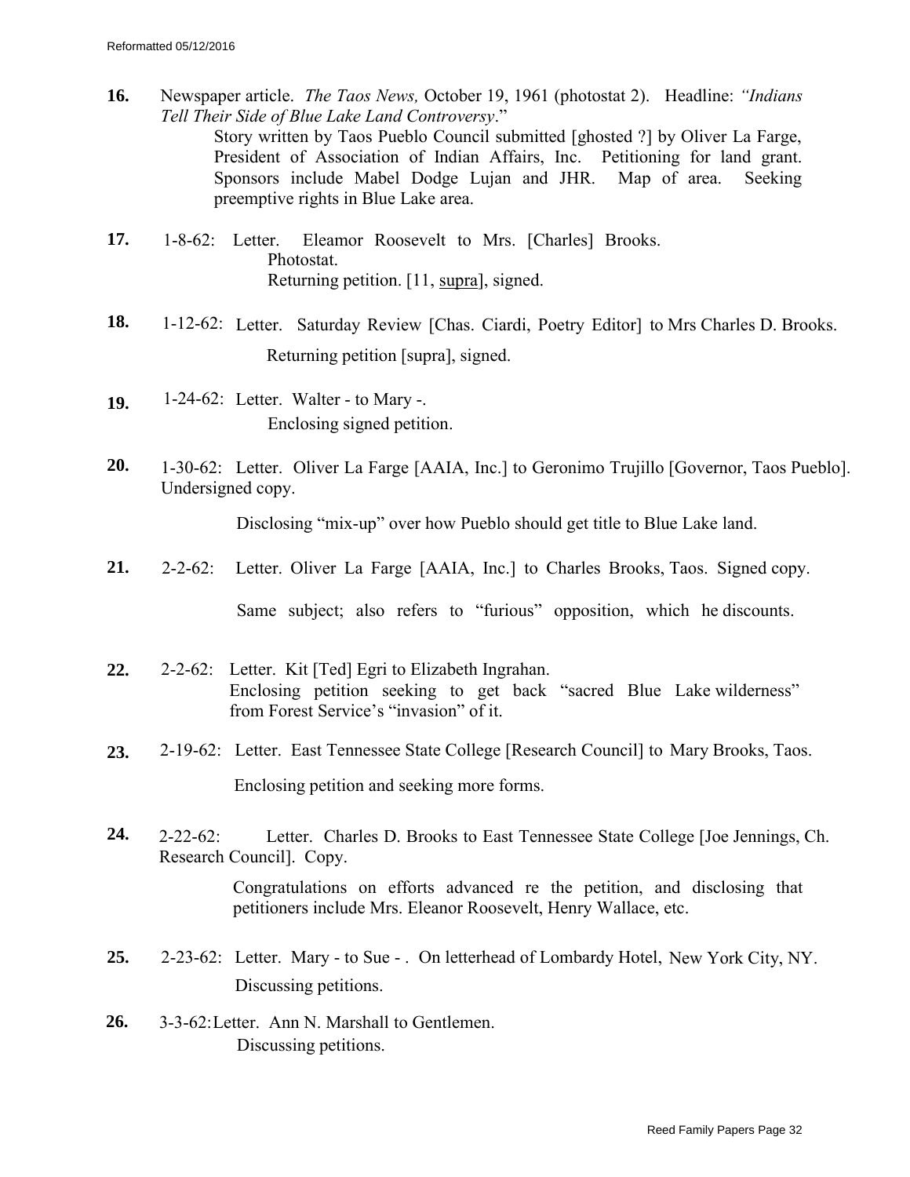**16.** Newspaper article. *The Taos News,* October 19, 1961 (photostat 2). Headline: *"Indians Tell Their Side of Blue Lake Land Controversy*."

Story written by Taos Pueblo Council submitted [ghosted ?] by Oliver La Farge, President of Association of Indian Affairs, Inc. Petitioning for land grant. Sponsors include Mabel Dodge Lujan and JHR. Map of area. Seeking preemptive rights in Blue Lake area.

**17.** 1-8-62: Letter. Eleamor Roosevelt to Mrs. [Charles] Brooks.

Photostat.

Returning petition. [11, supra], signed.

**18.** 1-12-62: Letter. Saturday Review [Chas. Ciardi, Poetry Editor] to Mrs Charles D. Brooks.

Returning petition [supra], signed.

**19.** 1-24-62: Letter. Walter - to Mary -.

Enclosing signed petition.

**20.** 1-30-62: Letter. Oliver La Farge [AAIA, Inc.] to Geronimo Trujillo [Governor, Taos Pueblo]. Undersigned copy.

Disclosing "mix-up" over how Pueblo should get title to Blue Lake land.

**21.** 2-2-62: Letter. Oliver La Farge [AAIA, Inc.] to Charles Brooks, Taos. Signed copy.

Same subject; also refers to "furious" opposition, which he discounts.

**22.** 2-2-62: Letter. Kit [Ted] Egri to Elizabeth Ingrahan.

Enclosing petition seeking to get back "sacred Blue Lake wilderness" from Forest Service's "invasion" of it.

**23.** 2-19-62: Letter. East Tennessee State College [Research Council] to Mary Brooks, Taos.

Enclosing petition and seeking more forms.

**24.** 2-22-62: Letter. Charles D. Brooks to East Tennessee State College [Joe Jennings, Ch. Research Council]. Copy.

Congratulations on efforts advanced re the petition, and disclosing that petitioners include Mrs. Eleanor Roosevelt, Henry Wallace, etc.

**25.** 2-23-62: Letter. Mary - to Sue - . On letterhead of Lombardy Hotel, New York City, NY.

Discussing petitions.

**26.** 3-3-62: Letter. Ann N. Marshall to Gentlemen.

Discussing petitions.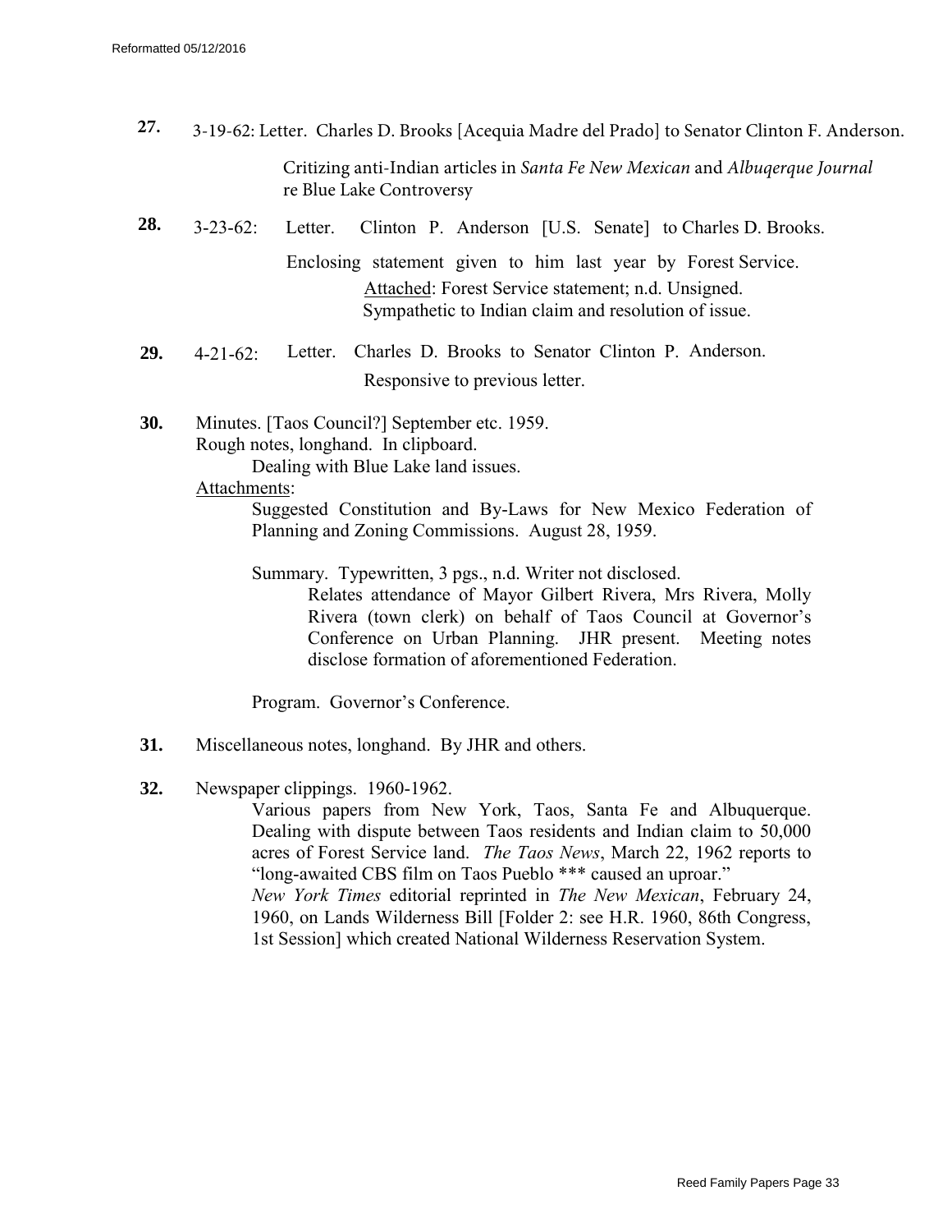**27.** 3-19-62: Letter. Charles D. Brooks [Acequia Madre del Prado] to Senator Clinton F. Anderson.

Critizing anti-Indian articles in *Santa Fe New Mexican* and *Albuqerque Journal* re Blue Lake Controversy

**28.** 3-23-62: Letter. Clinton P. Anderson [U.S. Senate] to Charles D. Brooks.

Enclosing statement given to him last year by Forest Service.

Attached: Forest Service statement; n.d. Unsigned. Sympathetic to Indian claim and resolution of issue.

**29.** 4-21-62: Letter. Charles D. Brooks to Senator Clinton P. Anderson.

Responsive to previous letter.

**30.** Minutes. [Taos Council?] September etc. 1959.
Rough notes, longhand. In clipboard.
Dealing with Blue Lake land issues.

Attachments:

Suggested Constitution and By-Laws for New Mexico Federation of Planning and Zoning Commissions. August 28, 1959.

Summary. Typewritten, 3 pgs., n.d. Writer not disclosed.
Relates attendance of Mayor Gilbert Rivera, Mrs Rivera, Molly Rivera (town clerk) on behalf of Taos Council at Governor's Conference on Urban Planning. JHR present. Meeting notes disclose formation of aforementioned Federation.

Program. Governor's Conference.

**31.** Miscellaneous notes, longhand. By JHR and others.

**32.** Newspaper clippings. 1960-1962.
Various papers from New York, Taos, Santa Fe and Albuquerque. Dealing with dispute between Taos residents and Indian claim to 50,000 acres of Forest Service land. *The Taos News*, March 22, 1962 reports to "long-awaited CBS film on Taos Pueblo *** caused an uproar."
*New York Times* editorial reprinted in *The New Mexican*, February 24, 1960, on Lands Wilderness Bill [Folder 2: see H.R. 1960, 86th Congress, 1st Session] which created National Wilderness Reservation System.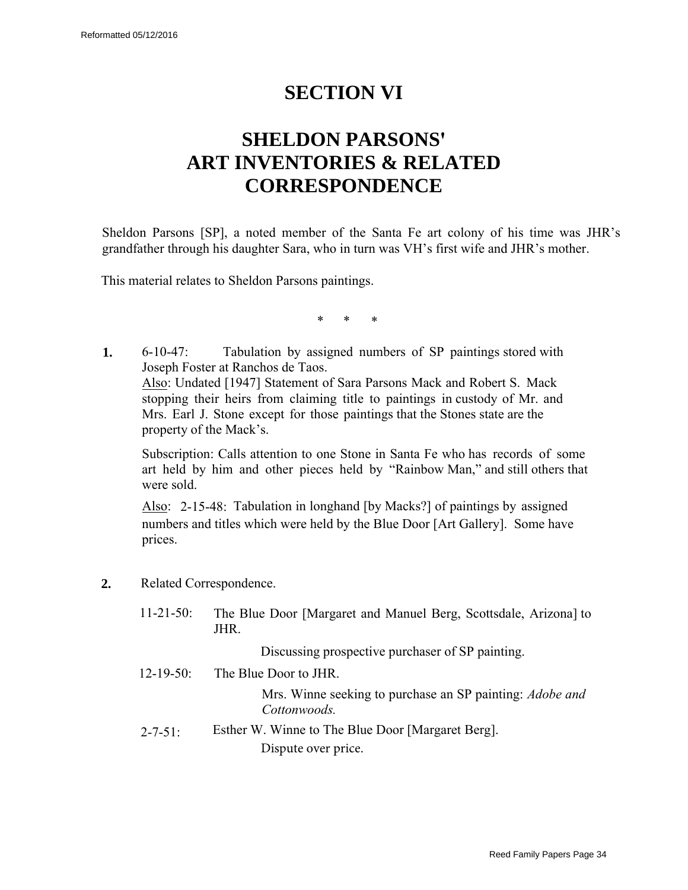# SECTION VI

# SHELDON PARSONS' ART INVENTORIES & RELATED CORRESPONDENCE

Sheldon Parsons [SP], a noted member of the Santa Fe art colony of his time was JHR's grandfather through his daughter Sara, who in turn was VH's first wife and JHR's mother.

This material relates to Sheldon Parsons paintings.

\* \* \*

**1.** 6-10-47: Tabulation by assigned numbers of SP paintings stored with Joseph Foster at Ranchos de Taos.

<u>Also</u>: Undated [1947] Statement of Sara Parsons Mack and Robert S. Mack stopping their heirs from claiming title to paintings in custody of Mr. and Mrs. Earl J. Stone except for those paintings that the Stones state are the property of the Mack's.

Subscription: Calls attention to one Stone in Santa Fe who has records of some art held by him and other pieces held by "Rainbow Man," and still others that were sold.

<u>Also</u>: 2-15-48: Tabulation in longhand [by Macks?] of paintings by assigned numbers and titles which were held by the Blue Door [Art Gallery]. Some have prices.

**2.** Related Correspondence.

11-21-50: The Blue Door [Margaret and Manuel Berg, Scottsdale, Arizona] to JHR.

Discussing prospective purchaser of SP painting.

12-19-50: The Blue Door to JHR.

Mrs. Winne seeking to purchase an SP painting: *Adobe and Cottonwoods.*

2-7-51: Esther W. Winne to The Blue Door [Margaret Berg].

Dispute over price.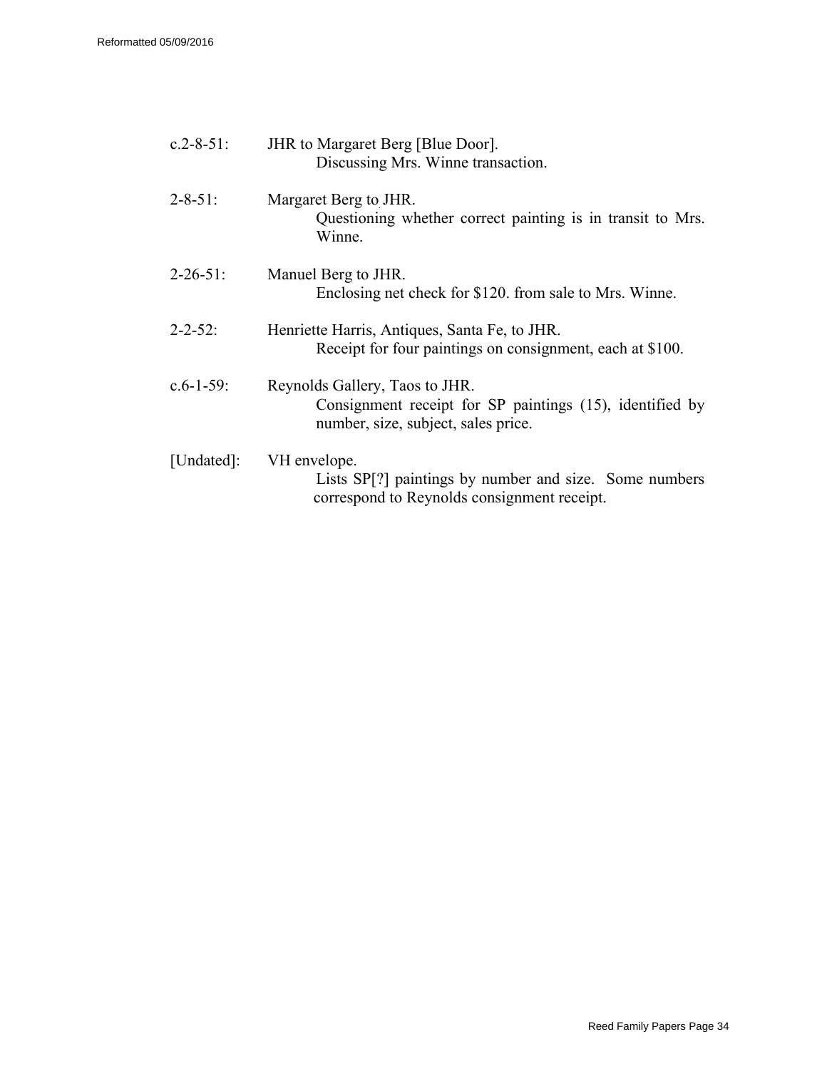c.2-8-51: JHR to Margaret Berg [Blue Door].
Discussing Mrs. Winne transaction.

2-8-51: Margaret Berg to JHR.
Questioning whether correct painting is in transit to Mrs. Winne.

2-26-51: Manuel Berg to JHR.
Enclosing net check for $120. from sale to Mrs. Winne.

2-2-52: Henriette Harris, Antiques, Santa Fe, to JHR.
Receipt for four paintings on consignment, each at $100.

c.6-1-59: Reynolds Gallery, Taos to JHR.
Consignment receipt for SP paintings (15), identified by number, size, subject, sales price.

[Undated]: VH envelope.
Lists SP[?] paintings by number and size. Some numbers correspond to Reynolds consignment receipt.